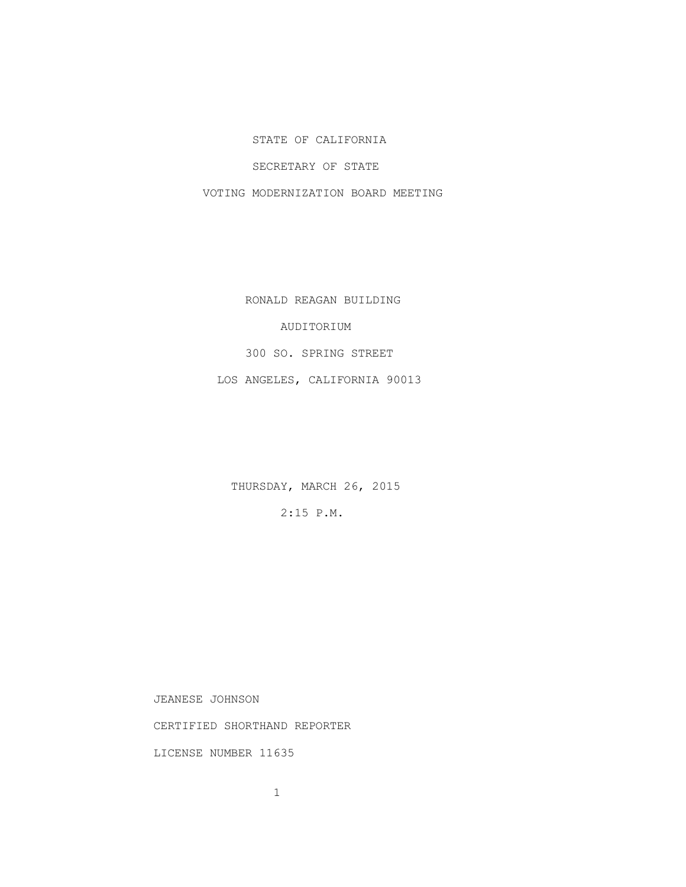STATE OF CALIFORNIA

SECRETARY OF STATE

VOTING MODERNIZATION BOARD MEETING

RONALD REAGAN BUILDING

AUDITORIUM

300 SO. SPRING STREET

LOS ANGELES, CALIFORNIA 90013

THURSDAY, MARCH 26, 2015

2:15 P.M.

JEANESE JOHNSON

CERTIFIED SHORTHAND REPORTER

LICENSE NUMBER 11635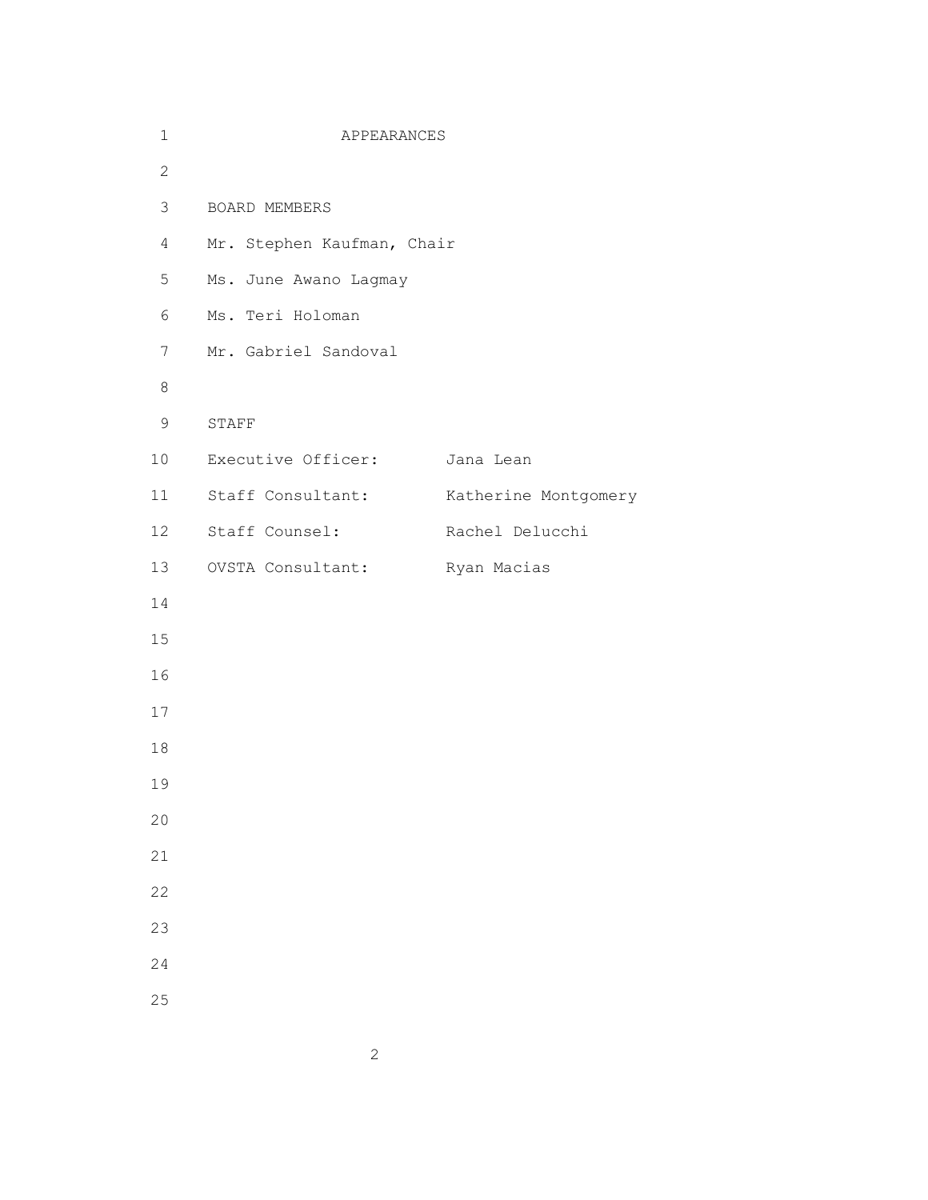# APPEARANCES

## BOARD MEMBERS

Mr. Stephen Kaufman, Chair

Ms. June Awano Lagmay

Ms. Teri Holoman

Mr. Gabriel Sandoval

## STAFF

| | |
|---|---|
| Executive Officer: | Jana Lean |
| Staff Consultant: | Katherine Montgomery |
| Staff Counsel: | Rachel Delucchi |
| OVSTA Consultant: | Ryan Macias |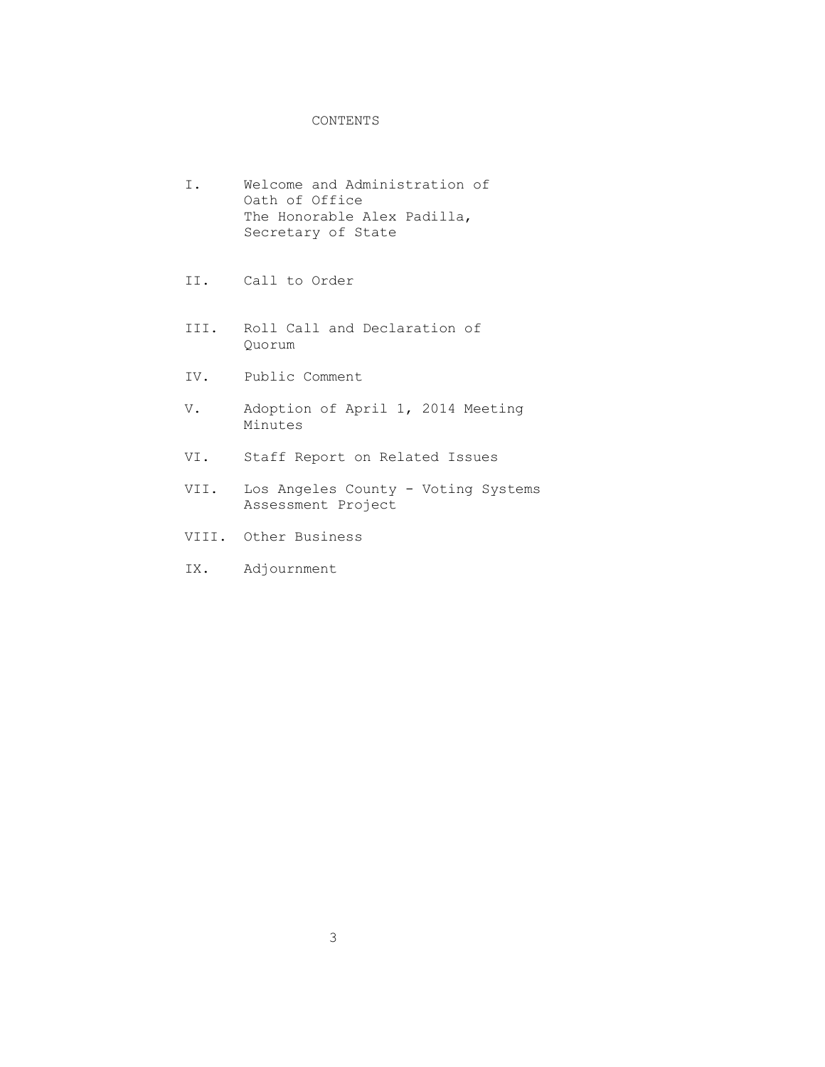# CONTENTS

I. Welcome and Administration of Oath of Office
The Honorable Alex Padilla, Secretary of State

II. Call to Order

III. Roll Call and Declaration of Quorum

IV. Public Comment

V. Adoption of April 1, 2014 Meeting Minutes

VI. Staff Report on Related Issues

VII. Los Angeles County - Voting Systems Assessment Project

VIII. Other Business

IX. Adjournment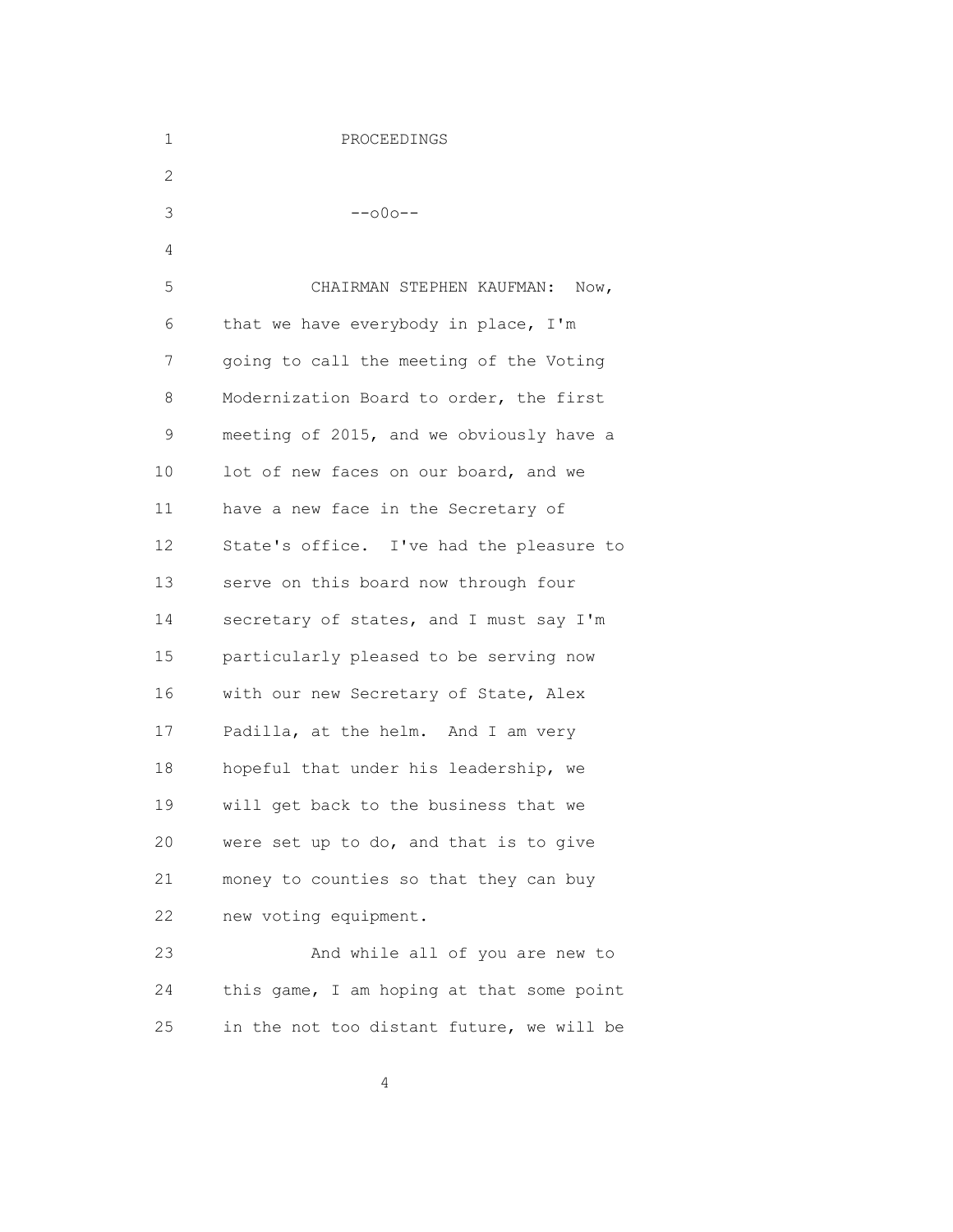PROCEEDINGS

--o0o--

CHAIRMAN STEPHEN KAUFMAN: Now, that we have everybody in place, I'm going to call the meeting of the Voting Modernization Board to order, the first meeting of 2015, and we obviously have a lot of new faces on our board, and we have a new face in the Secretary of State's office. I've had the pleasure to serve on this board now through four secretary of states, and I must say I'm particularly pleased to be serving now with our new Secretary of State, Alex Padilla, at the helm. And I am very hopeful that under his leadership, we will get back to the business that we were set up to do, and that is to give money to counties so that they can buy new voting equipment.

And while all of you are new to this game, I am hoping at that some point in the not too distant future, we will be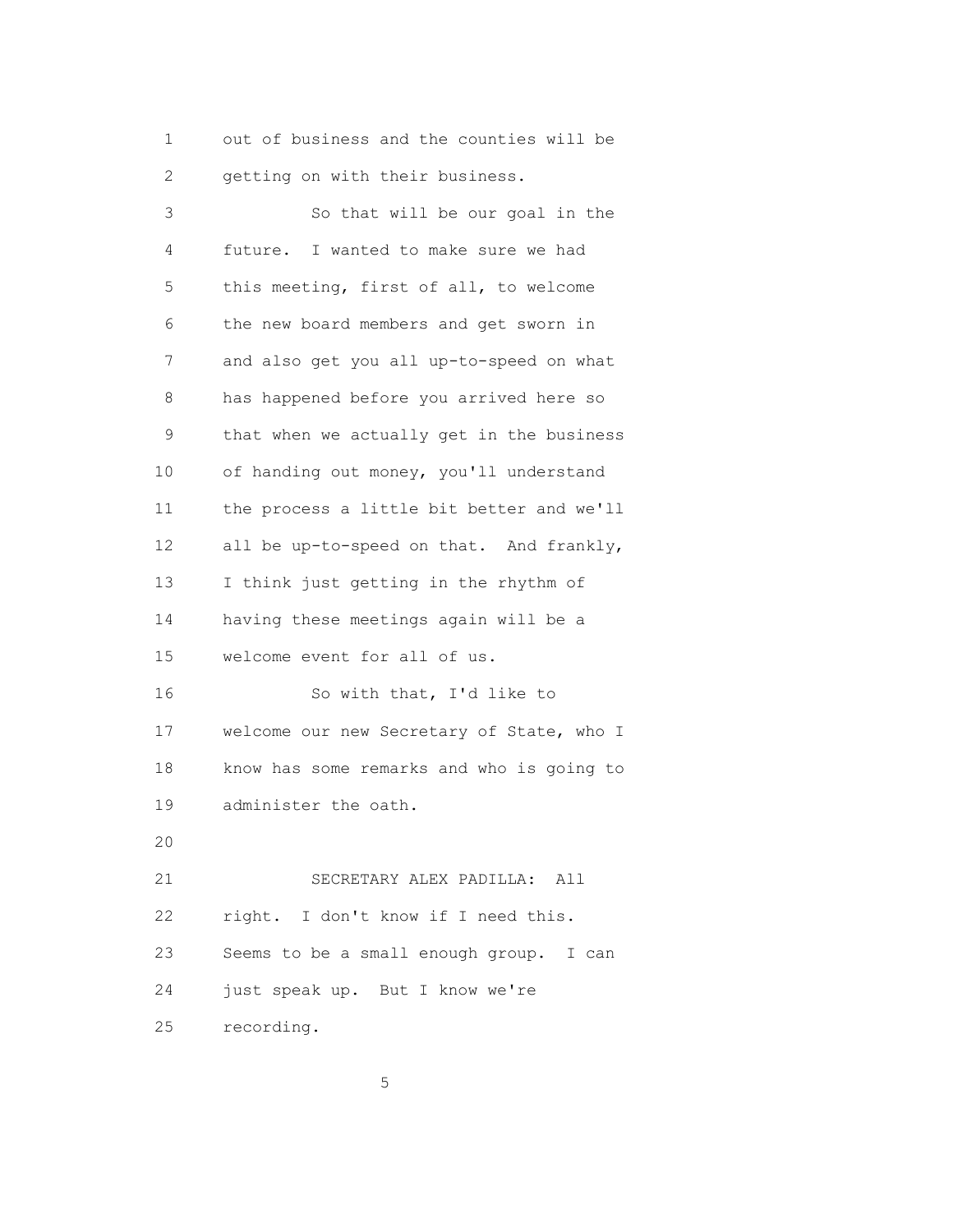out of business and the counties will be getting on with their business.

So that will be our goal in the future. I wanted to make sure we had this meeting, first of all, to welcome the new board members and get sworn in and also get you all up-to-speed on what has happened before you arrived here so that when we actually get in the business of handing out money, you'll understand the process a little bit better and we'll all be up-to-speed on that. And frankly, I think just getting in the rhythm of having these meetings again will be a welcome event for all of us.

So with that, I'd like to welcome our new Secretary of State, who I know has some remarks and who is going to administer the oath.

SECRETARY ALEX PADILLA: All right. I don't know if I need this. Seems to be a small enough group. I can just speak up. But I know we're recording.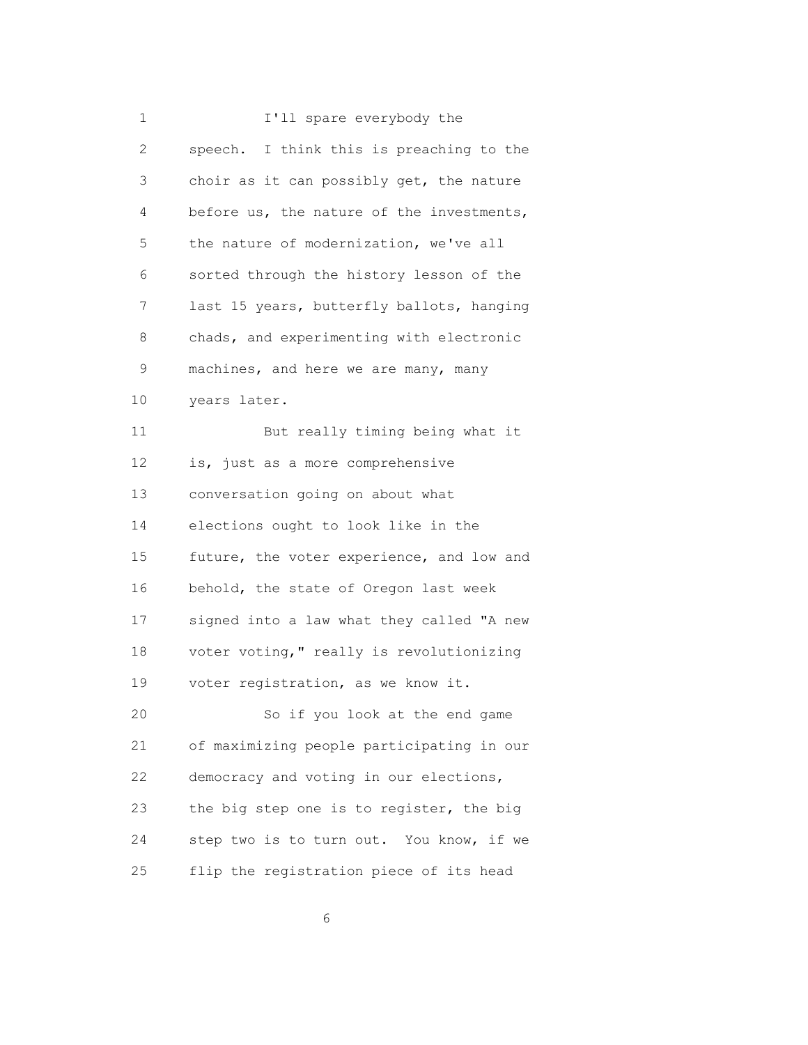I'll spare everybody the speech. I think this is preaching to the choir as it can possibly get, the nature before us, the nature of the investments, the nature of modernization, we've all sorted through the history lesson of the last 15 years, butterfly ballots, hanging chads, and experimenting with electronic machines, and here we are many, many years later.

But really timing being what it is, just as a more comprehensive conversation going on about what elections ought to look like in the future, the voter experience, and low and behold, the state of Oregon last week signed into a law what they called "A new voter voting," really is revolutionizing voter registration, as we know it.

So if you look at the end game of maximizing people participating in our democracy and voting in our elections, the big step one is to register, the big step two is to turn out. You know, if we flip the registration piece of its head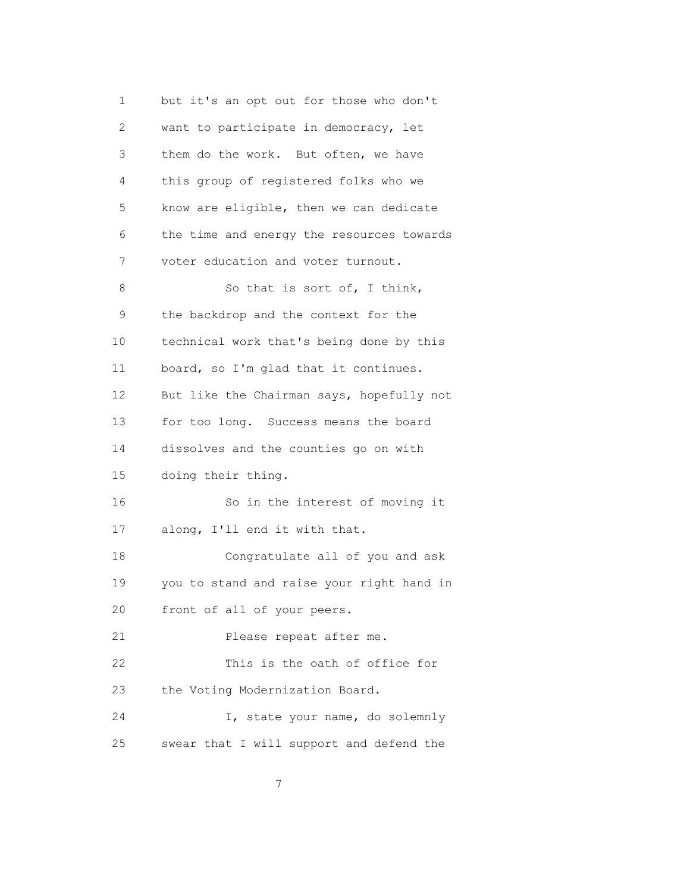but it's an opt out for those who don't want to participate in democracy, let them do the work. But often, we have this group of registered folks who we know are eligible, then we can dedicate the time and energy the resources towards voter education and voter turnout.

So that is sort of, I think, the backdrop and the context for the technical work that's being done by this board, so I'm glad that it continues. But like the Chairman says, hopefully not for too long. Success means the board dissolves and the counties go on with doing their thing.

So in the interest of moving it along, I'll end it with that.

Congratulate all of you and ask you to stand and raise your right hand in front of all of your peers.

Please repeat after me.

This is the oath of office for the Voting Modernization Board.

I, state your name, do solemnly swear that I will support and defend the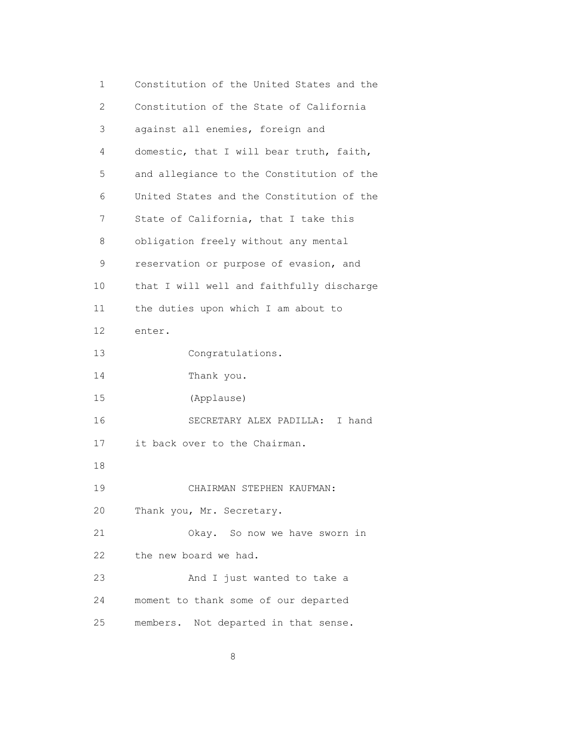Constitution of the United States and the Constitution of the State of California against all enemies, foreign and domestic, that I will bear truth, faith, and allegiance to the Constitution of the United States and the Constitution of the State of California, that I take this obligation freely without any mental reservation or purpose of evasion, and that I will well and faithfully discharge the duties upon which I am about to enter.

Congratulations.

Thank you.

(Applause)

SECRETARY ALEX PADILLA: I hand it back over to the Chairman.

CHAIRMAN STEPHEN KAUFMAN: Thank you, Mr. Secretary.

Okay. So now we have sworn in the new board we had.

And I just wanted to take a moment to thank some of our departed members. Not departed in that sense.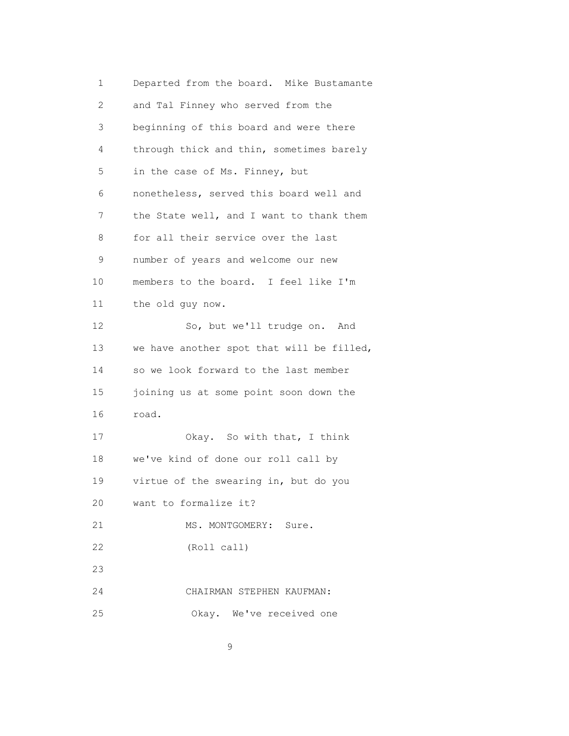Departed from the board. Mike Bustamante and Tal Finney who served from the beginning of this board and were there through thick and thin, sometimes barely in the case of Ms. Finney, but nonetheless, served this board well and the State well, and I want to thank them for all their service over the last number of years and welcome our new members to the board. I feel like I'm the old guy now.

So, but we'll trudge on. And we have another spot that will be filled, so we look forward to the last member joining us at some point soon down the road.

Okay. So with that, I think we've kind of done our roll call by virtue of the swearing in, but do you want to formalize it?

MS. MONTGOMERY: Sure.

(Roll call)

CHAIRMAN STEPHEN KAUFMAN:

Okay. We've received one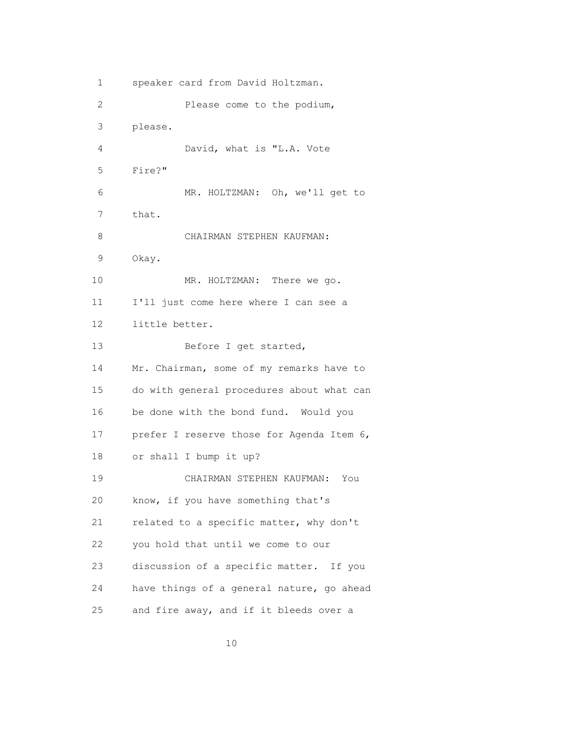speaker card from David Holtzman.

Please come to the podium, please.

David, what is "L.A. Vote Fire?"

MR. HOLTZMAN: Oh, we'll get to that.

CHAIRMAN STEPHEN KAUFMAN: Okay.

MR. HOLTZMAN: There we go. I'll just come here where I can see a little better.

Before I get started, Mr. Chairman, some of my remarks have to do with general procedures about what can be done with the bond fund. Would you prefer I reserve those for Agenda Item 6, or shall I bump it up?

CHAIRMAN STEPHEN KAUFMAN: You know, if you have something that's related to a specific matter, why don't you hold that until we come to our discussion of a specific matter. If you have things of a general nature, go ahead and fire away, and if it bleeds over a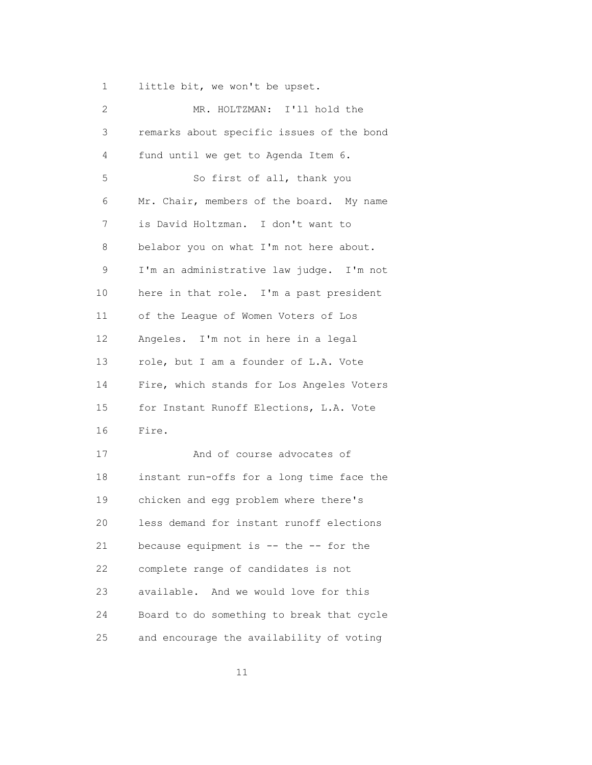little bit, we won't be upset.

MR. HOLTZMAN: I'll hold the remarks about specific issues of the bond fund until we get to Agenda Item 6.

So first of all, thank you Mr. Chair, members of the board. My name is David Holtzman. I don't want to belabor you on what I'm not here about. I'm an administrative law judge. I'm not here in that role. I'm a past president of the League of Women Voters of Los Angeles. I'm not in here in a legal role, but I am a founder of L.A. Vote Fire, which stands for Los Angeles Voters for Instant Runoff Elections, L.A. Vote Fire.

And of course advocates of instant run-offs for a long time face the chicken and egg problem where there's less demand for instant runoff elections because equipment is -- the -- for the complete range of candidates is not available. And we would love for this Board to do something to break that cycle and encourage the availability of voting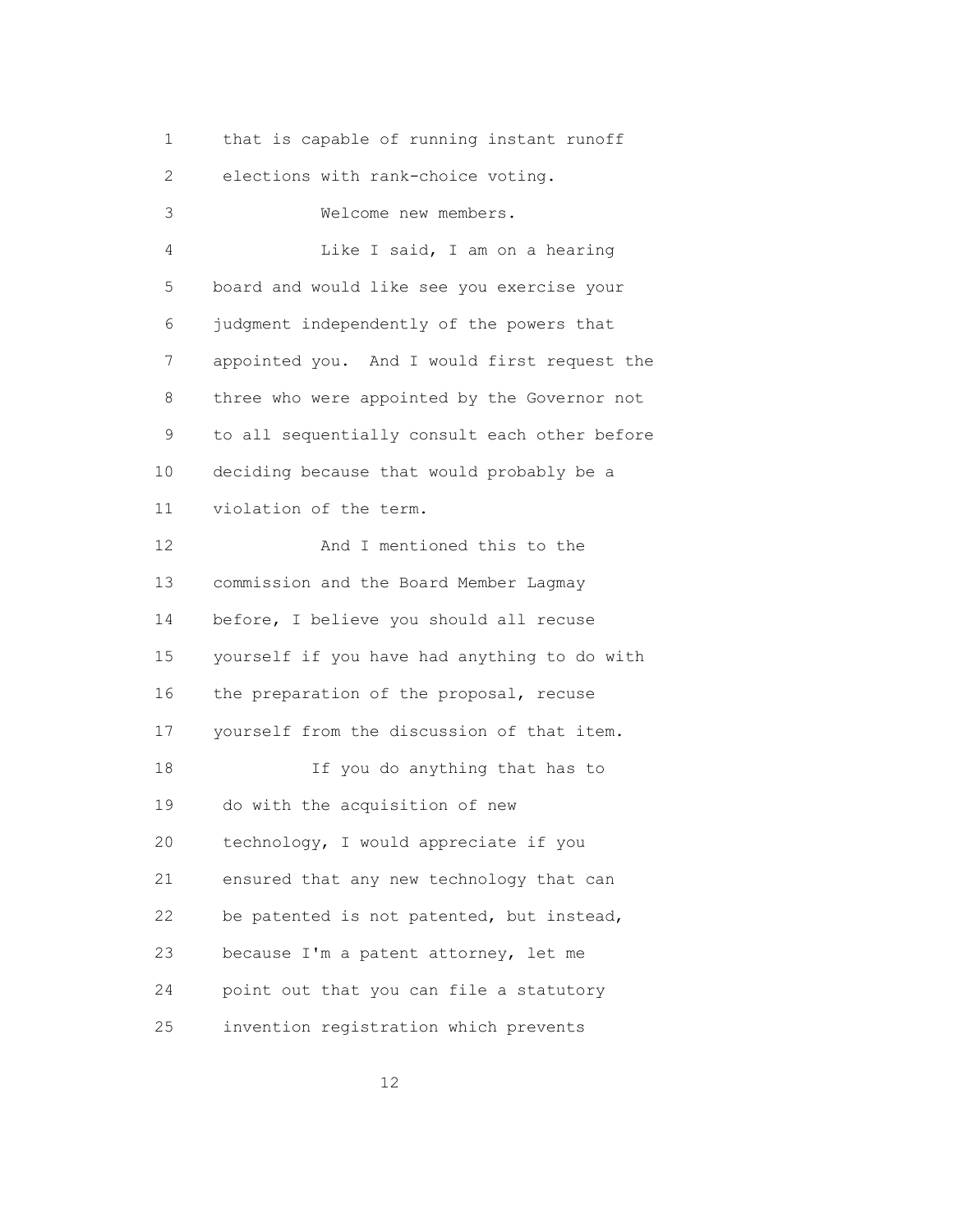that is capable of running instant runoff elections with rank-choice voting.

Welcome new members.

Like I said, I am on a hearing board and would like see you exercise your judgment independently of the powers that appointed you. And I would first request the three who were appointed by the Governor not to all sequentially consult each other before deciding because that would probably be a violation of the term.

And I mentioned this to the commission and the Board Member Lagmay before, I believe you should all recuse yourself if you have had anything to do with the preparation of the proposal, recuse yourself from the discussion of that item.

If you do anything that has to do with the acquisition of new technology, I would appreciate if you ensured that any new technology that can be patented is not patented, but instead, because I'm a patent attorney, let me point out that you can file a statutory invention registration which prevents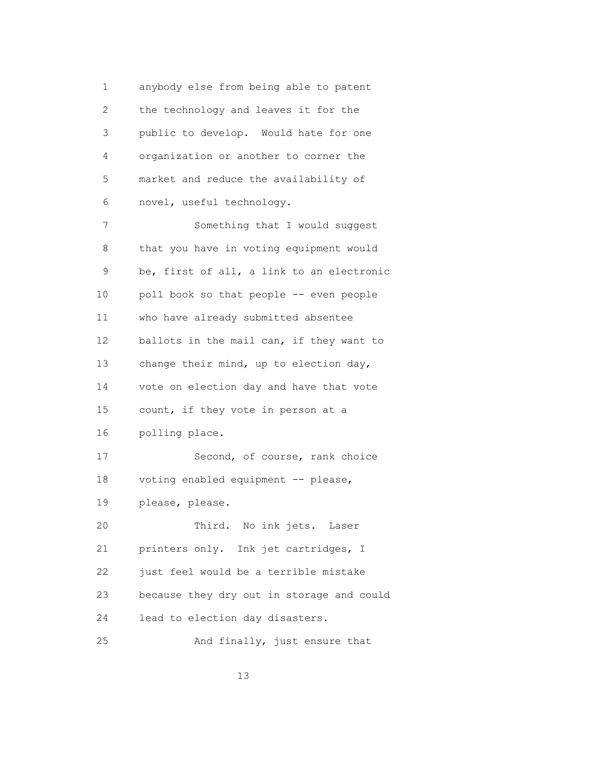anybody else from being able to patent the technology and leaves it for the public to develop. Would hate for one organization or another to corner the market and reduce the availability of novel, useful technology.

Something that I would suggest that you have in voting equipment would be, first of all, a link to an electronic poll book so that people -- even people who have already submitted absentee ballots in the mail can, if they want to change their mind, up to election day, vote on election day and have that vote count, if they vote in person at a polling place.

Second, of course, rank choice voting enabled equipment -- please, please, please.

Third. No ink jets. Laser printers only. Ink jet cartridges, I just feel would be a terrible mistake because they dry out in storage and could lead to election day disasters.

And finally, just ensure that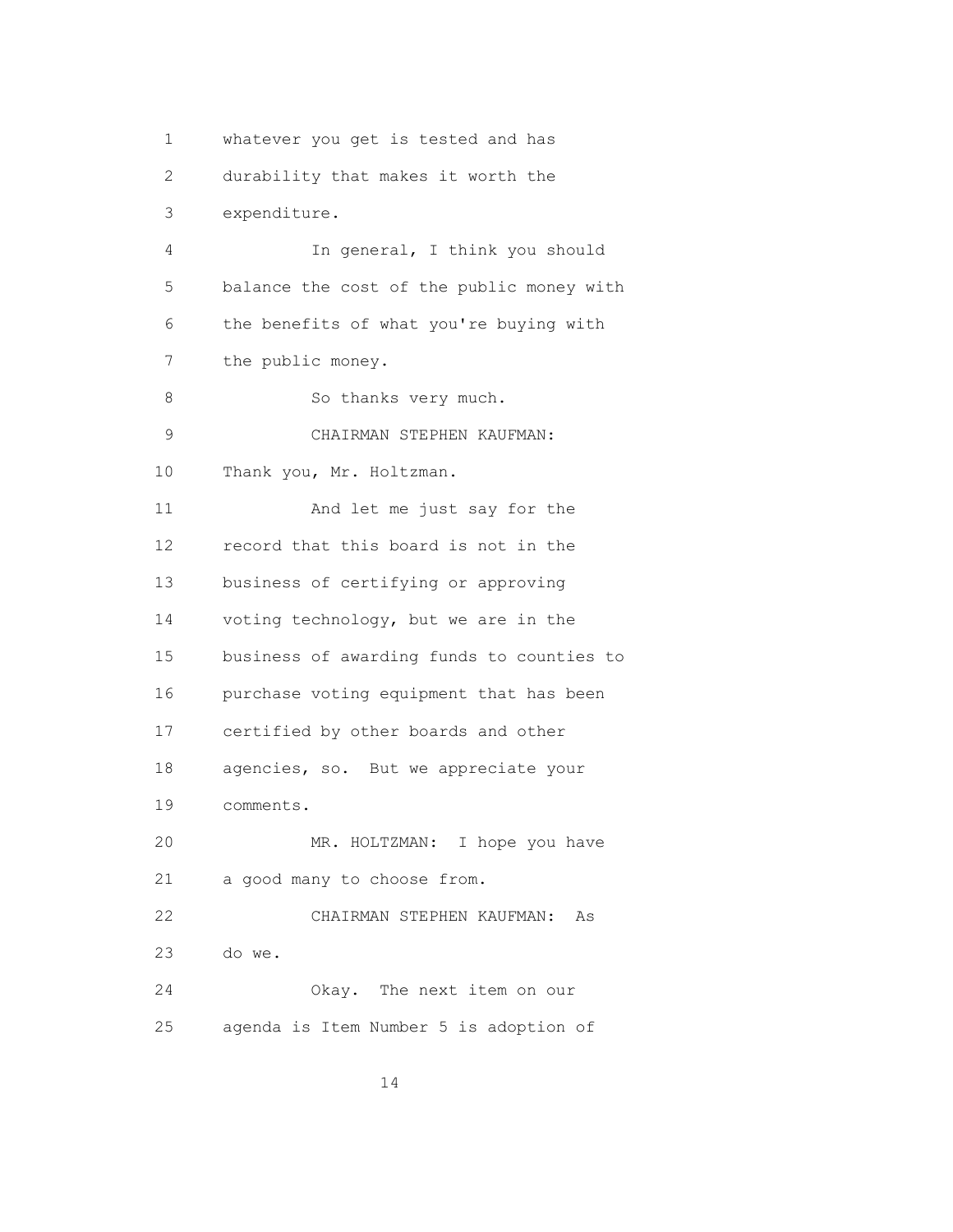whatever you get is tested and has durability that makes it worth the expenditure.

In general, I think you should balance the cost of the public money with the benefits of what you're buying with the public money.

So thanks very much.

CHAIRMAN STEPHEN KAUFMAN: Thank you, Mr. Holtzman.

And let me just say for the record that this board is not in the business of certifying or approving voting technology, but we are in the business of awarding funds to counties to purchase voting equipment that has been certified by other boards and other agencies, so. But we appreciate your comments.

MR. HOLTZMAN: I hope you have a good many to choose from.

CHAIRMAN STEPHEN KAUFMAN: As do we.

Okay. The next item on our agenda is Item Number 5 is adoption of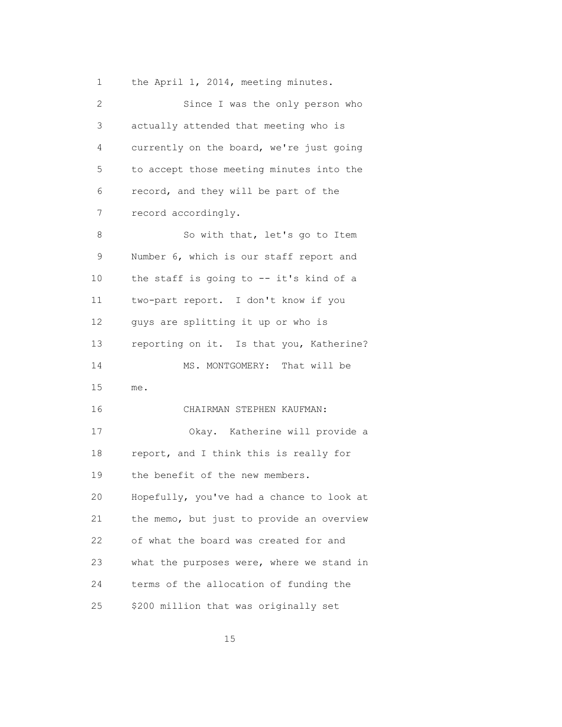the April 1, 2014, meeting minutes.

Since I was the only person who actually attended that meeting who is currently on the board, we're just going to accept those meeting minutes into the record, and they will be part of the record accordingly.

So with that, let's go to Item Number 6, which is our staff report and the staff is going to -- it's kind of a two-part report. I don't know if you guys are splitting it up or who is reporting on it. Is that you, Katherine?

MS. MONTGOMERY: That will be me.

CHAIRMAN STEPHEN KAUFMAN:

Okay. Katherine will provide a report, and I think this is really for the benefit of the new members. Hopefully, you've had a chance to look at the memo, but just to provide an overview of what the board was created for and what the purposes were, where we stand in terms of the allocation of funding the $200 million that was originally set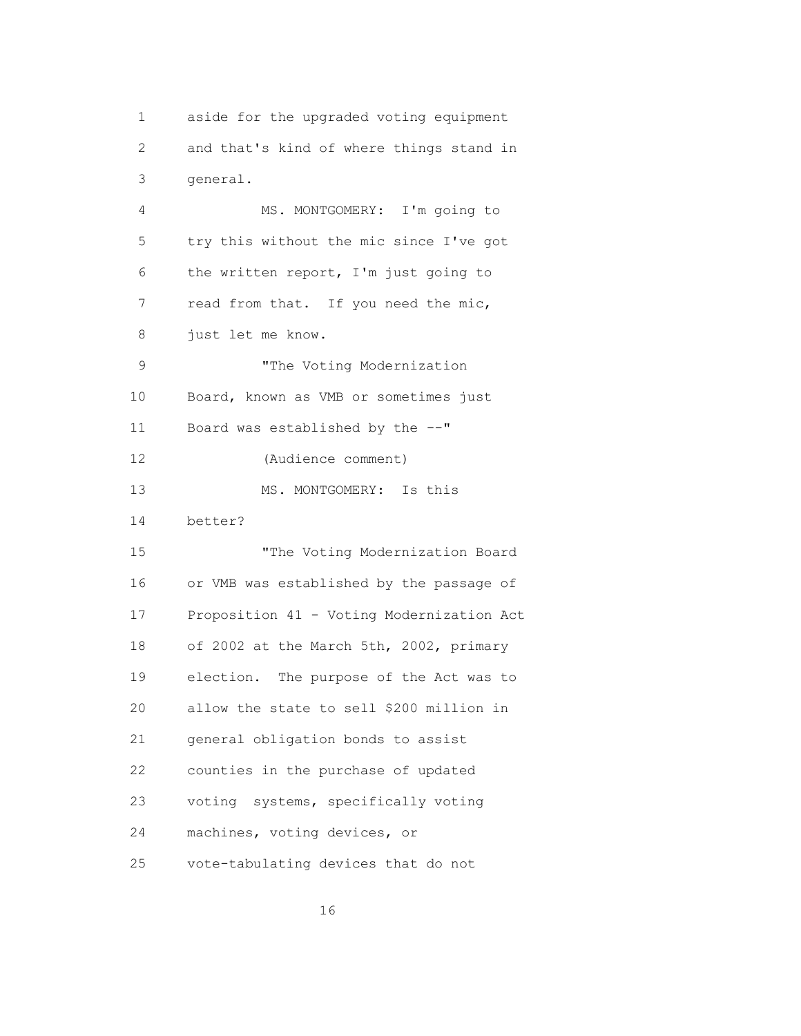aside for the upgraded voting equipment and that's kind of where things stand in general.

MS. MONTGOMERY: I'm going to try this without the mic since I've got the written report, I'm just going to read from that. If you need the mic, just let me know.

"The Voting Modernization Board, known as VMB or sometimes just Board was established by the --"

(Audience comment)

MS. MONTGOMERY: Is this better?

"The Voting Modernization Board or VMB was established by the passage of Proposition 41 - Voting Modernization Act of 2002 at the March 5th, 2002, primary election. The purpose of the Act was to allow the state to sell $200 million in general obligation bonds to assist counties in the purchase of updated voting systems, specifically voting machines, voting devices, or vote-tabulating devices that do not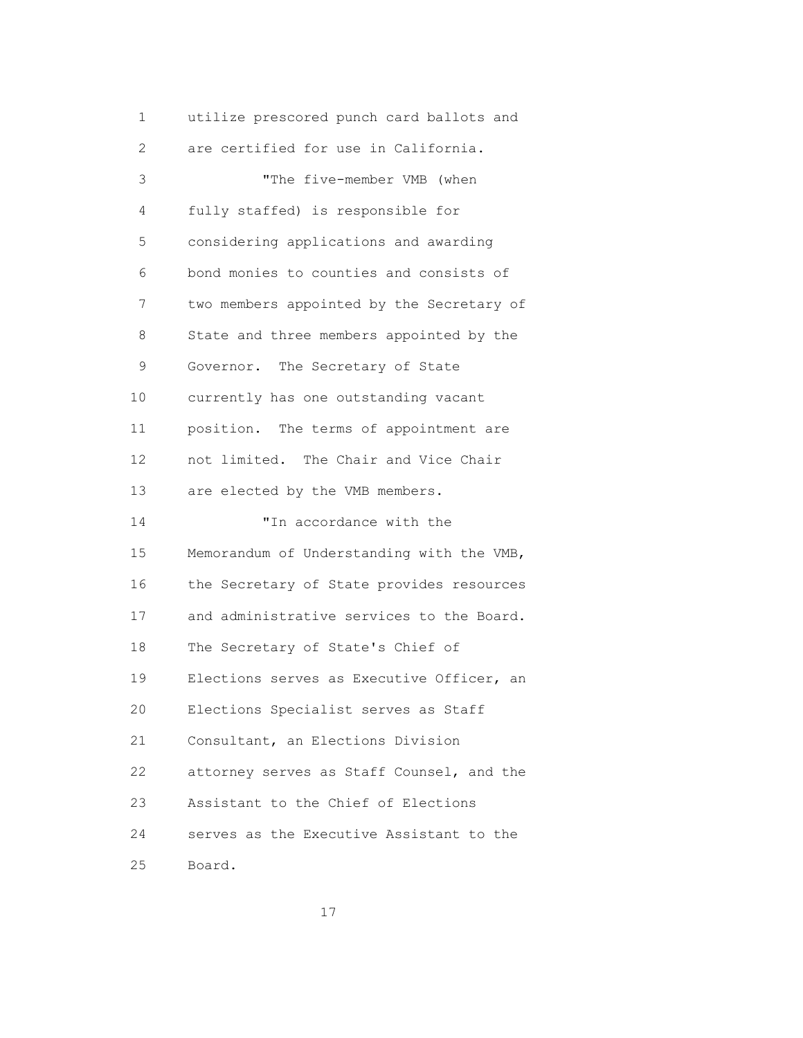utilize prescored punch card ballots and are certified for use in California.

"The five-member VMB (when fully staffed) is responsible for considering applications and awarding bond monies to counties and consists of two members appointed by the Secretary of State and three members appointed by the Governor. The Secretary of State currently has one outstanding vacant position. The terms of appointment are not limited. The Chair and Vice Chair are elected by the VMB members.

"In accordance with the Memorandum of Understanding with the VMB, the Secretary of State provides resources and administrative services to the Board. The Secretary of State's Chief of Elections serves as Executive Officer, an Elections Specialist serves as Staff Consultant, an Elections Division attorney serves as Staff Counsel, and the Assistant to the Chief of Elections serves as the Executive Assistant to the Board.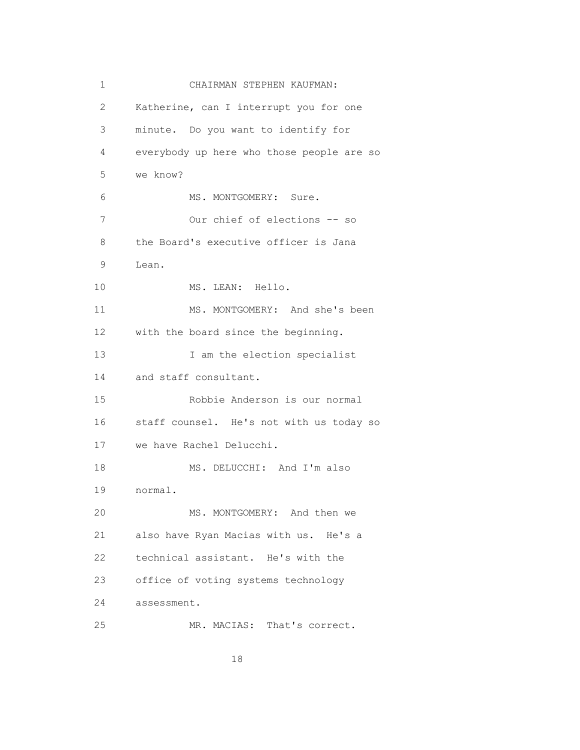CHAIRMAN STEPHEN KAUFMAN: Katherine, can I interrupt you for one minute. Do you want to identify for everybody up here who those people are so we know?

MS. MONTGOMERY: Sure.

Our chief of elections -- so the Board's executive officer is Jana Lean.

MS. LEAN: Hello.

MS. MONTGOMERY: And she's been with the board since the beginning.

I am the election specialist and staff consultant.

Robbie Anderson is our normal staff counsel. He's not with us today so we have Rachel Delucchi.

MS. DELUCCHI: And I'm also normal.

MS. MONTGOMERY: And then we also have Ryan Macias with us. He's a technical assistant. He's with the office of voting systems technology assessment.

MR. MACIAS: That's correct.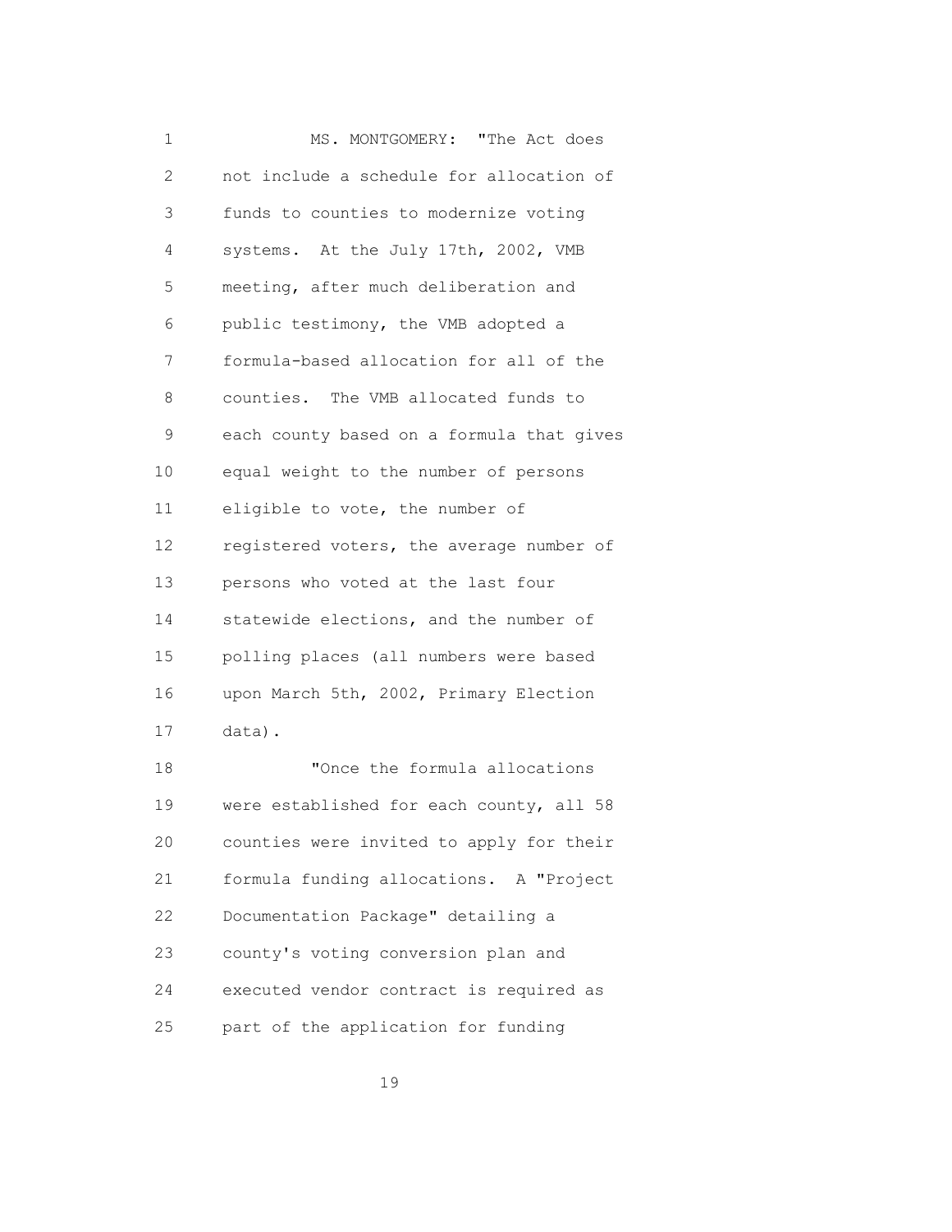MS. MONTGOMERY: "The Act does not include a schedule for allocation of funds to counties to modernize voting systems. At the July 17th, 2002, VMB meeting, after much deliberation and public testimony, the VMB adopted a formula-based allocation for all of the counties. The VMB allocated funds to each county based on a formula that gives equal weight to the number of persons eligible to vote, the number of registered voters, the average number of persons who voted at the last four statewide elections, and the number of polling places (all numbers were based upon March 5th, 2002, Primary Election data).

"Once the formula allocations were established for each county, all 58 counties were invited to apply for their formula funding allocations. A "Project Documentation Package" detailing a county's voting conversion plan and executed vendor contract is required as part of the application for funding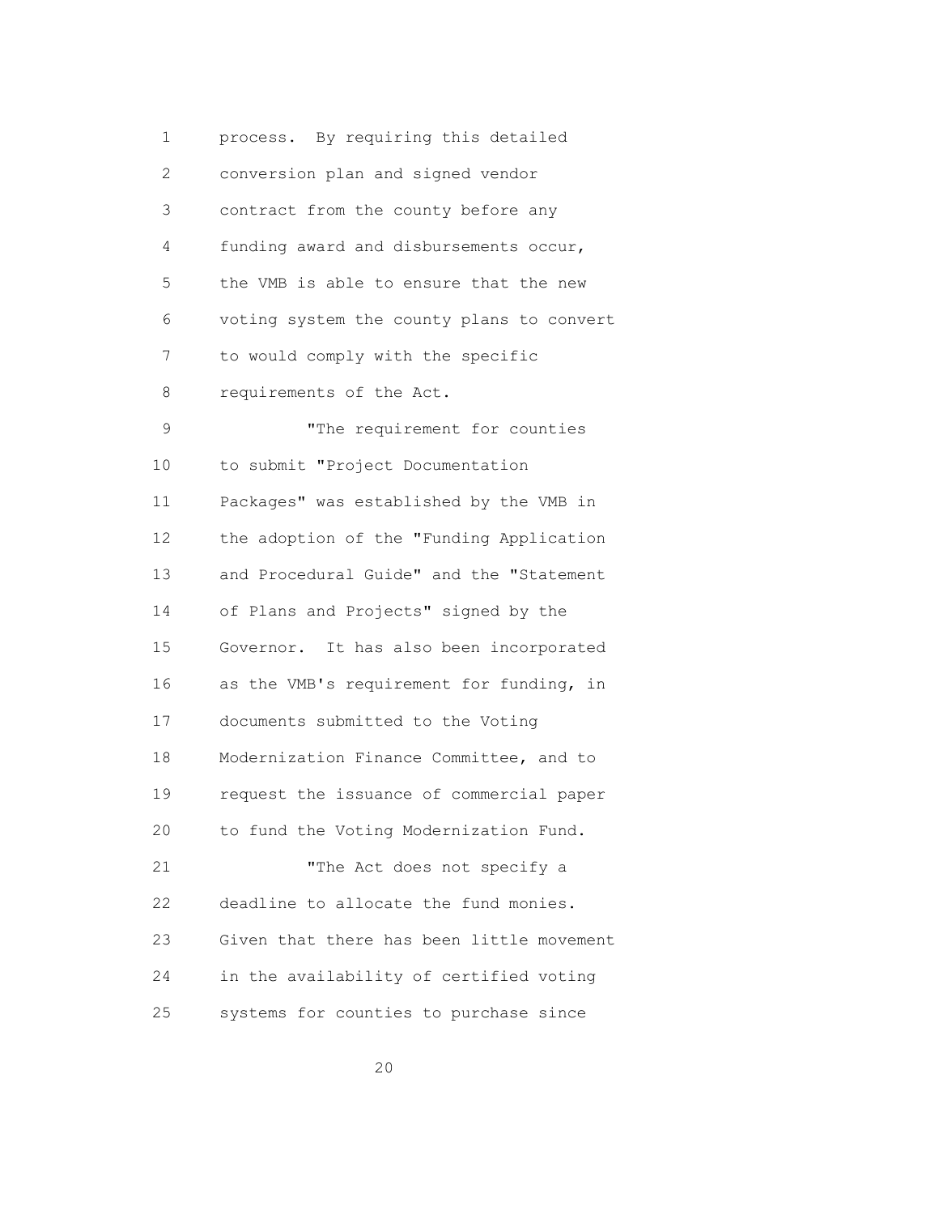process. By requiring this detailed conversion plan and signed vendor contract from the county before any funding award and disbursements occur, the VMB is able to ensure that the new voting system the county plans to convert to would comply with the specific requirements of the Act.

"The requirement for counties to submit "Project Documentation Packages" was established by the VMB in the adoption of the "Funding Application and Procedural Guide" and the "Statement of Plans and Projects" signed by the Governor. It has also been incorporated as the VMB's requirement for funding, in documents submitted to the Voting Modernization Finance Committee, and to request the issuance of commercial paper to fund the Voting Modernization Fund.

"The Act does not specify a deadline to allocate the fund monies. Given that there has been little movement in the availability of certified voting systems for counties to purchase since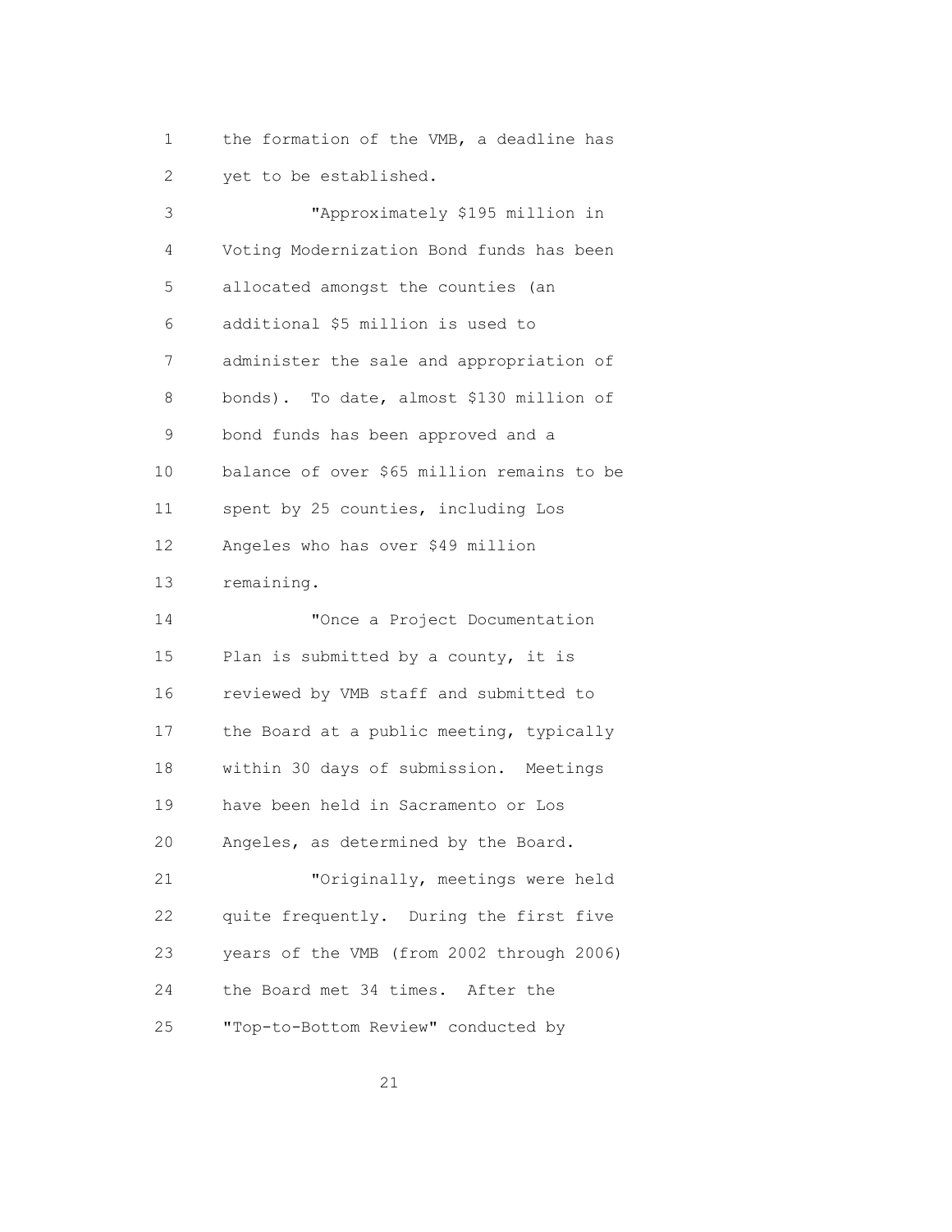the formation of the VMB, a deadline has yet to be established.

"Approximately $195 million in Voting Modernization Bond funds has been allocated amongst the counties (an additional $5 million is used to administer the sale and appropriation of bonds). To date, almost $130 million of bond funds has been approved and a balance of over $65 million remains to be spent by 25 counties, including Los Angeles who has over $49 million remaining.

"Once a Project Documentation Plan is submitted by a county, it is reviewed by VMB staff and submitted to the Board at a public meeting, typically within 30 days of submission. Meetings have been held in Sacramento or Los Angeles, as determined by the Board.

"Originally, meetings were held quite frequently. During the first five years of the VMB (from 2002 through 2006) the Board met 34 times. After the "Top-to-Bottom Review" conducted by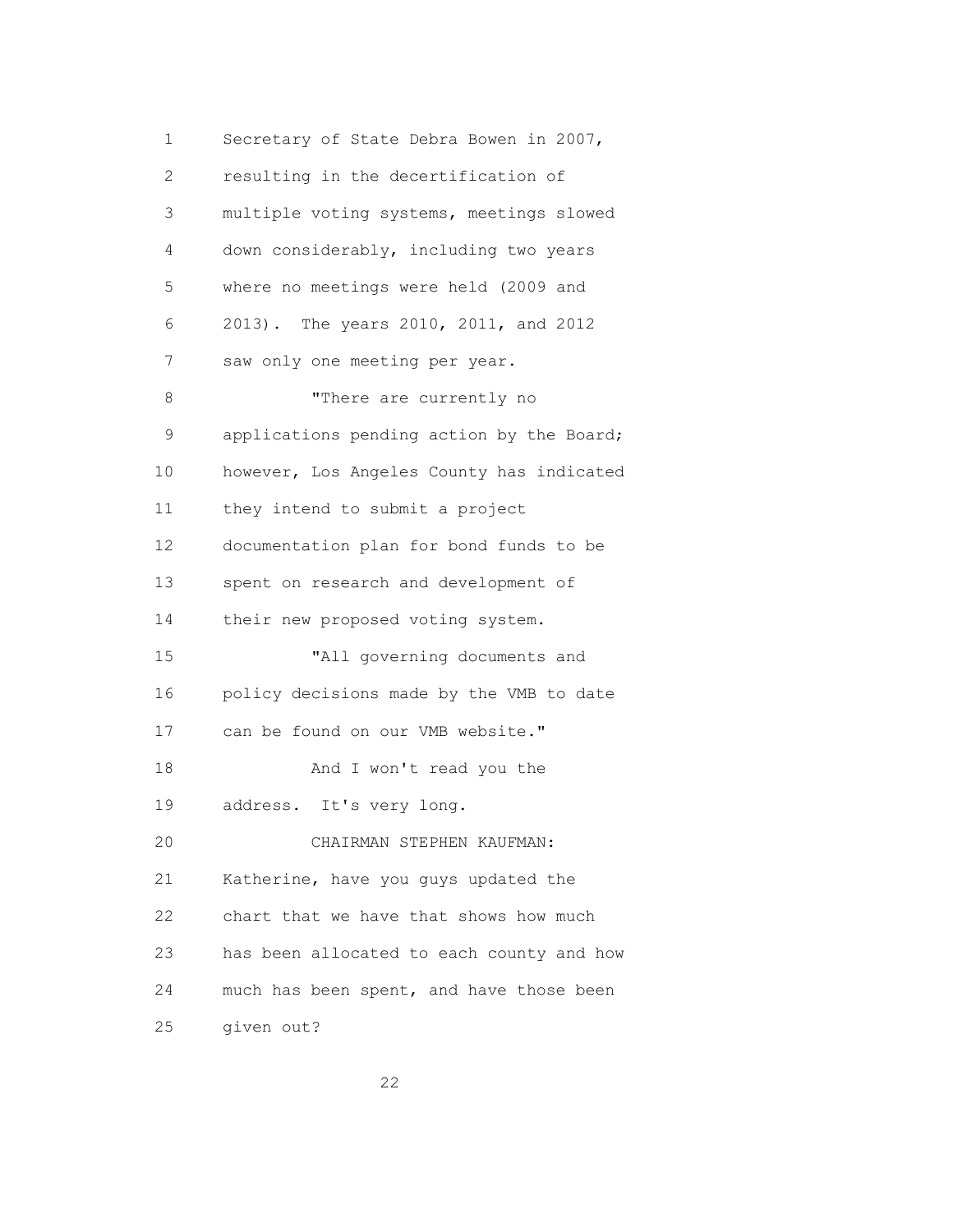Secretary of State Debra Bowen in 2007, resulting in the decertification of multiple voting systems, meetings slowed down considerably, including two years where no meetings were held (2009 and 2013). The years 2010, 2011, and 2012 saw only one meeting per year.

"There are currently no applications pending action by the Board; however, Los Angeles County has indicated they intend to submit a project documentation plan for bond funds to be spent on research and development of their new proposed voting system.

"All governing documents and policy decisions made by the VMB to date can be found on our VMB website."

And I won't read you the address. It's very long.

CHAIRMAN STEPHEN KAUFMAN: Katherine, have you guys updated the chart that we have that shows how much has been allocated to each county and how much has been spent, and have those been given out?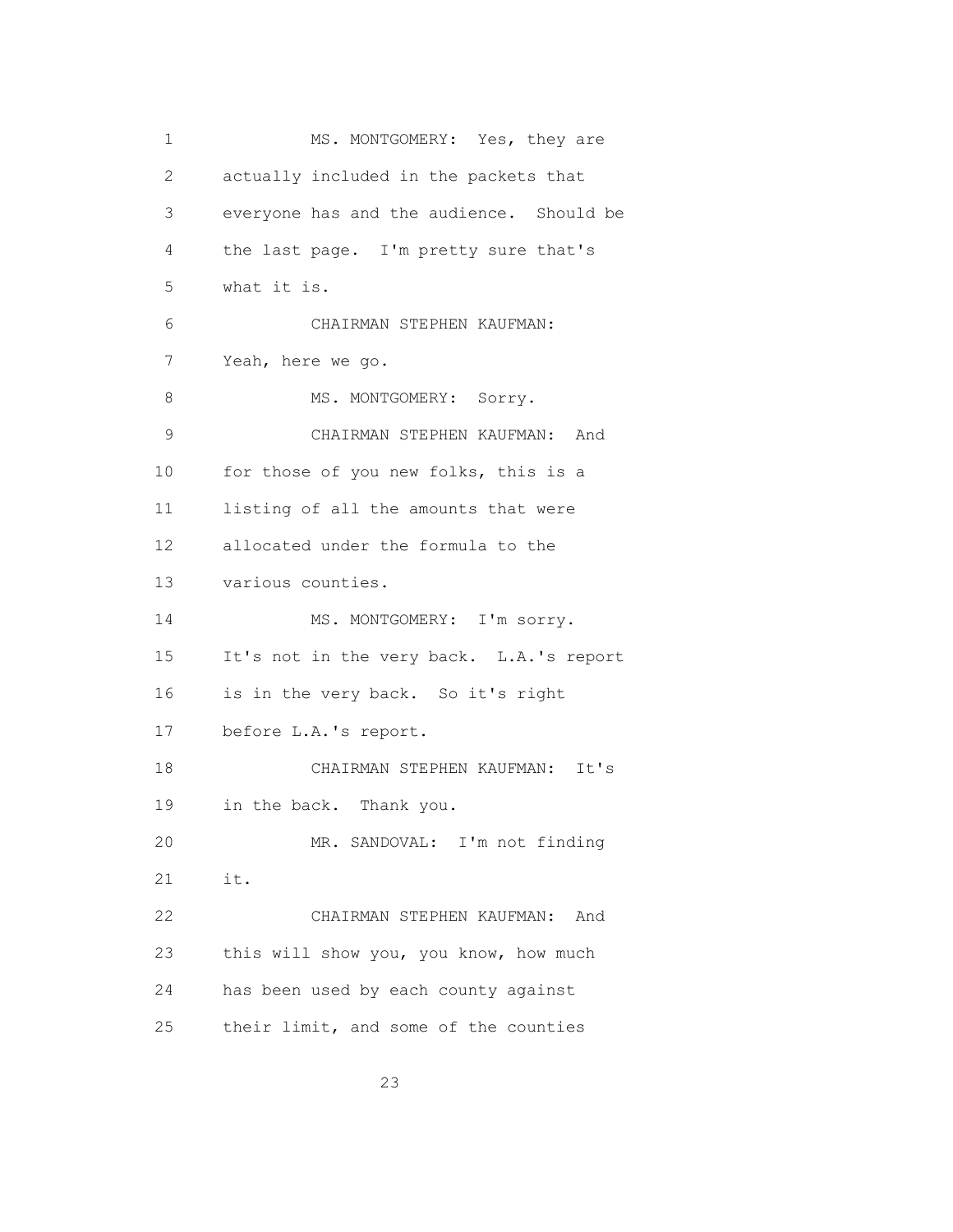1 MS. MONTGOMERY: Yes, they are
2 actually included in the packets that
3 everyone has and the audience. Should be
4 the last page. I'm pretty sure that's
5 what it is.
6 CHAIRMAN STEPHEN KAUFMAN:
7 Yeah, here we go.
8 MS. MONTGOMERY: Sorry.
9 CHAIRMAN STEPHEN KAUFMAN: And
10 for those of you new folks, this is a
11 listing of all the amounts that were
12 allocated under the formula to the
13 various counties.
14 MS. MONTGOMERY: I'm sorry.
15 It's not in the very back. L.A.'s report
16 is in the very back. So it's right
17 before L.A.'s report.
18 CHAIRMAN STEPHEN KAUFMAN: It's
19 in the back. Thank you.
20 MR. SANDOVAL: I'm not finding
21 it.
22 CHAIRMAN STEPHEN KAUFMAN: And
23 this will show you, you know, how much
24 has been used by each county against
25 their limit, and some of the counties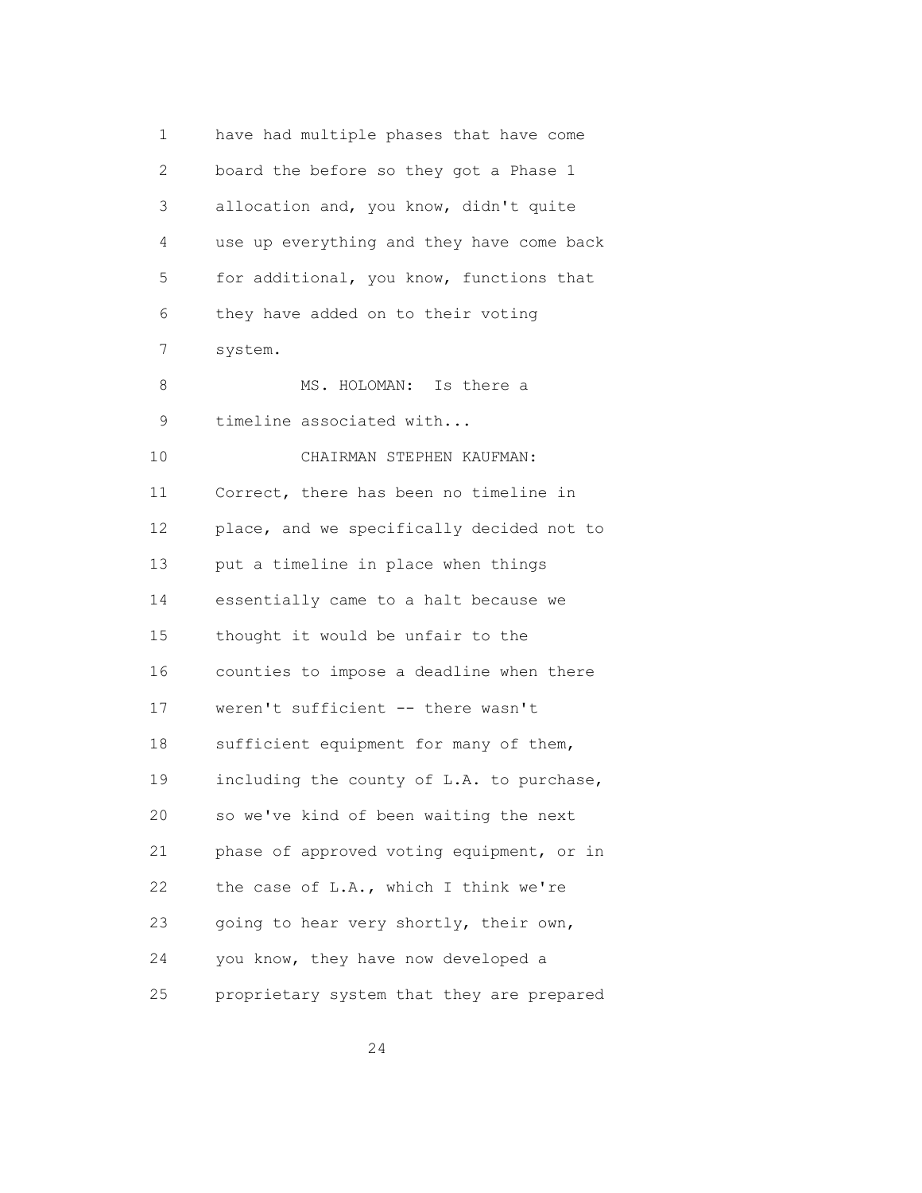have had multiple phases that have come board the before so they got a Phase 1 allocation and, you know, didn't quite use up everything and they have come back for additional, you know, functions that they have added on to their voting system.

MS. HOLOMAN: Is there a timeline associated with...

CHAIRMAN STEPHEN KAUFMAN: Correct, there has been no timeline in place, and we specifically decided not to put a timeline in place when things essentially came to a halt because we thought it would be unfair to the counties to impose a deadline when there weren't sufficient -- there wasn't sufficient equipment for many of them, including the county of L.A. to purchase, so we've kind of been waiting the next phase of approved voting equipment, or in the case of L.A., which I think we're going to hear very shortly, their own, you know, they have now developed a proprietary system that they are prepared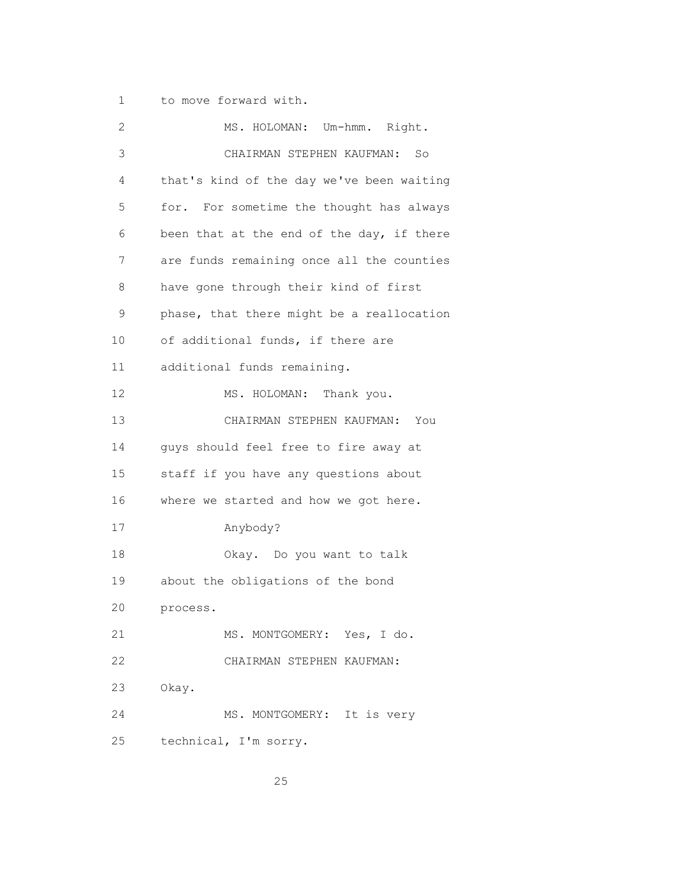to move forward with.

MS. HOLOMAN: Um-hmm. Right.

CHAIRMAN STEPHEN KAUFMAN: So that's kind of the day we've been waiting for. For sometime the thought has always been that at the end of the day, if there are funds remaining once all the counties have gone through their kind of first phase, that there might be a reallocation of additional funds, if there are additional funds remaining.

MS. HOLOMAN: Thank you.

CHAIRMAN STEPHEN KAUFMAN: You guys should feel free to fire away at staff if you have any questions about where we started and how we got here.

Anybody?

Okay. Do you want to talk about the obligations of the bond process.

MS. MONTGOMERY: Yes, I do.

CHAIRMAN STEPHEN KAUFMAN: Okay.

MS. MONTGOMERY: It is very technical, I'm sorry.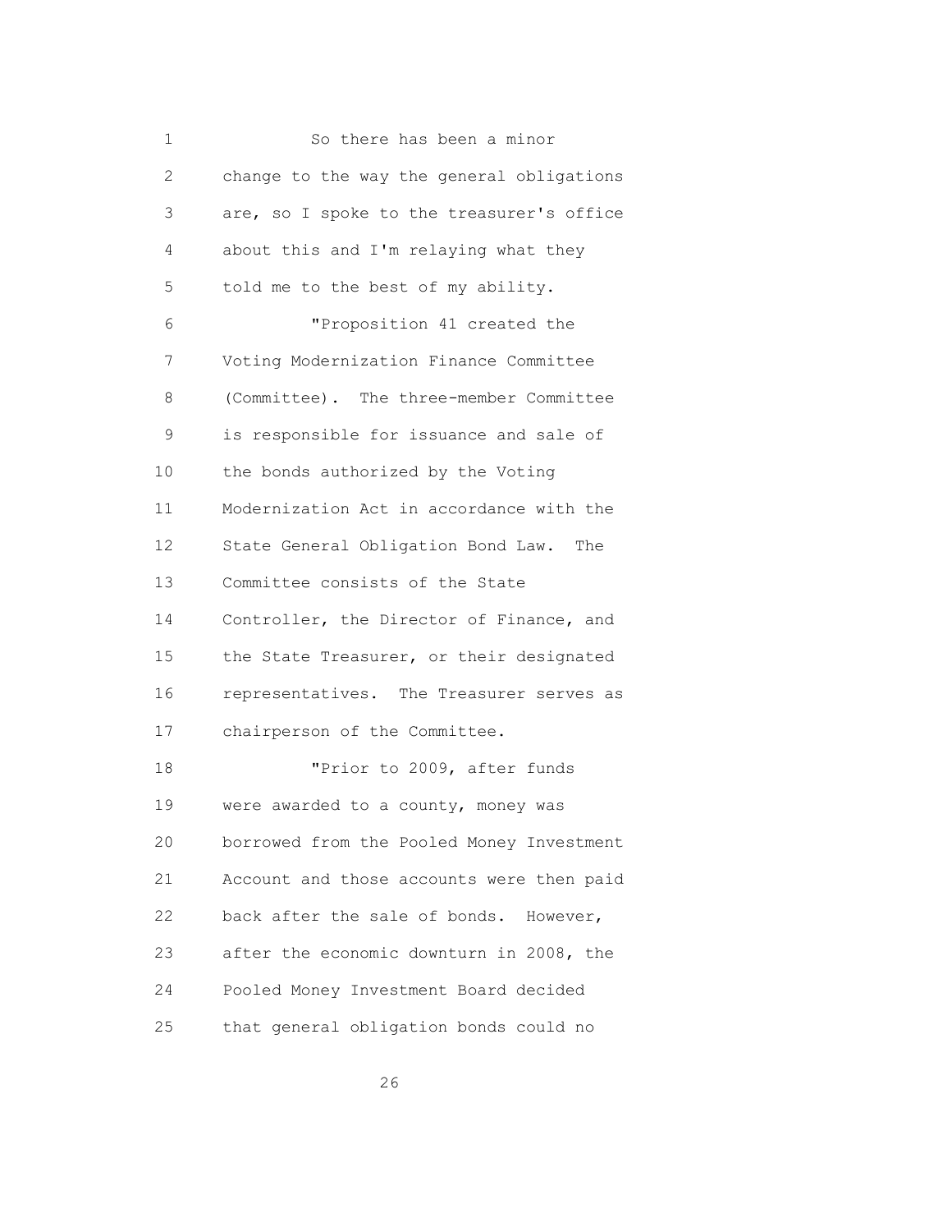So there has been a minor change to the way the general obligations are, so I spoke to the treasurer's office about this and I'm relaying what they told me to the best of my ability.

"Proposition 41 created the Voting Modernization Finance Committee (Committee). The three-member Committee is responsible for issuance and sale of the bonds authorized by the Voting Modernization Act in accordance with the State General Obligation Bond Law. The Committee consists of the State Controller, the Director of Finance, and the State Treasurer, or their designated representatives. The Treasurer serves as chairperson of the Committee.

"Prior to 2009, after funds were awarded to a county, money was borrowed from the Pooled Money Investment Account and those accounts were then paid back after the sale of bonds. However, after the economic downturn in 2008, the Pooled Money Investment Board decided that general obligation bonds could no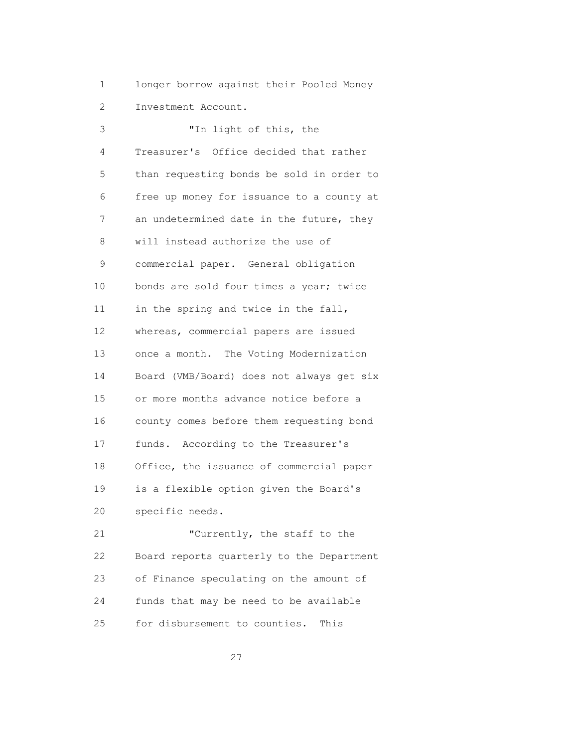longer borrow against their Pooled Money Investment Account.

"In light of this, the Treasurer's Office decided that rather than requesting bonds be sold in order to free up money for issuance to a county at an undetermined date in the future, they will instead authorize the use of commercial paper. General obligation bonds are sold four times a year; twice in the spring and twice in the fall, whereas, commercial papers are issued once a month. The Voting Modernization Board (VMB/Board) does not always get six or more months advance notice before a county comes before them requesting bond funds. According to the Treasurer's Office, the issuance of commercial paper is a flexible option given the Board's specific needs.

"Currently, the staff to the Board reports quarterly to the Department of Finance speculating on the amount of funds that may be need to be available for disbursement to counties. This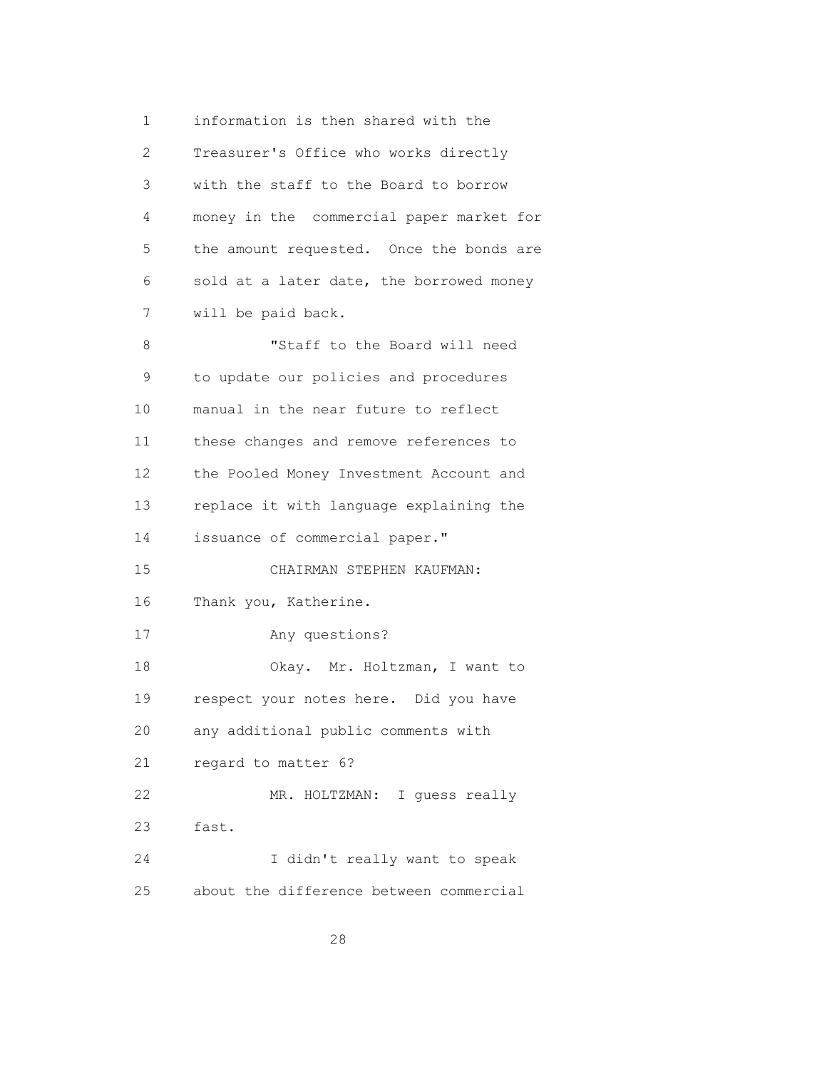information is then shared with the Treasurer's Office who works directly with the staff to the Board to borrow money in the commercial paper market for the amount requested. Once the bonds are sold at a later date, the borrowed money will be paid back.

"Staff to the Board will need to update our policies and procedures manual in the near future to reflect these changes and remove references to the Pooled Money Investment Account and replace it with language explaining the issuance of commercial paper."

CHAIRMAN STEPHEN KAUFMAN: Thank you, Katherine.

Any questions?

Okay. Mr. Holtzman, I want to respect your notes here. Did you have any additional public comments with regard to matter 6?

MR. HOLTZMAN: I guess really fast.

I didn't really want to speak about the difference between commercial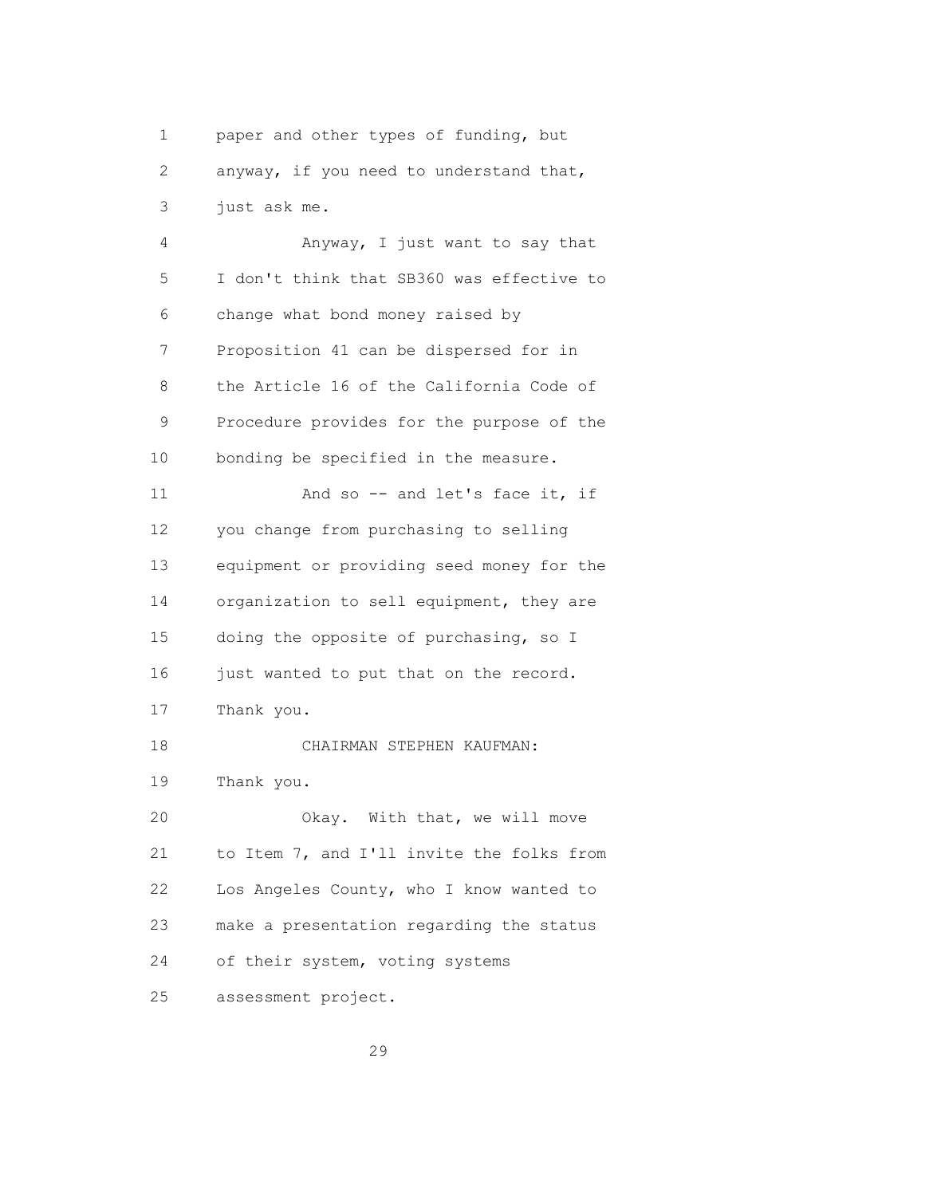paper and other types of funding, but anyway, if you need to understand that, just ask me.

Anyway, I just want to say that I don't think that SB360 was effective to change what bond money raised by Proposition 41 can be dispersed for in the Article 16 of the California Code of Procedure provides for the purpose of the bonding be specified in the measure.

And so -- and let's face it, if you change from purchasing to selling equipment or providing seed money for the organization to sell equipment, they are doing the opposite of purchasing, so I just wanted to put that on the record. Thank you.

CHAIRMAN STEPHEN KAUFMAN: Thank you.

Okay. With that, we will move to Item 7, and I'll invite the folks from Los Angeles County, who I know wanted to make a presentation regarding the status of their system, voting systems assessment project.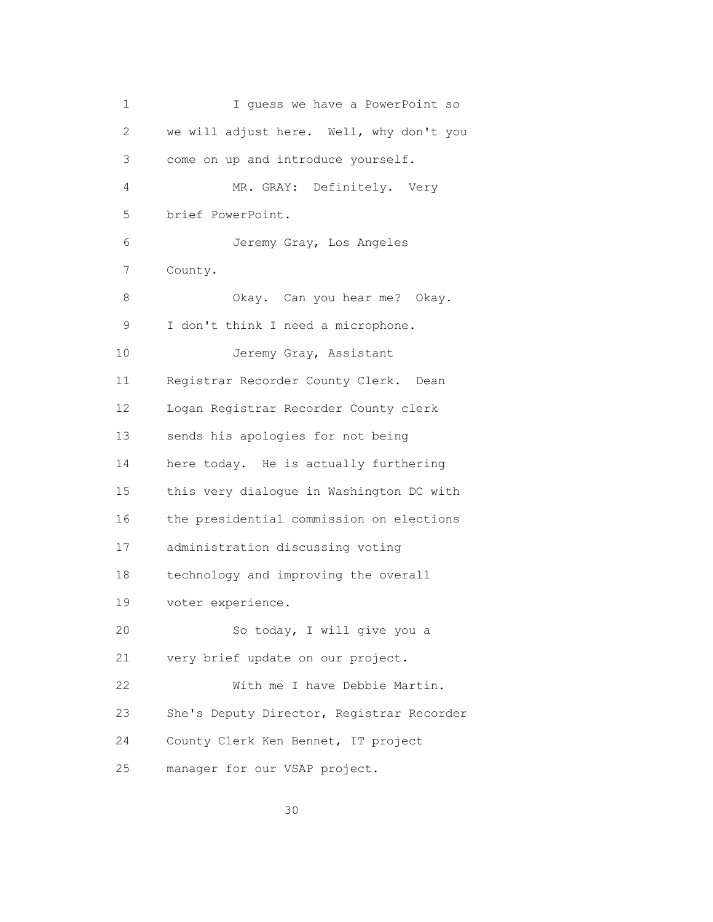I guess we have a PowerPoint so we will adjust here. Well, why don't you come on up and introduce yourself.

MR. GRAY: Definitely. Very brief PowerPoint.

Jeremy Gray, Los Angeles County.

Okay. Can you hear me? Okay. I don't think I need a microphone.

Jeremy Gray, Assistant Registrar Recorder County Clerk. Dean Logan Registrar Recorder County clerk sends his apologies for not being here today. He is actually furthering this very dialogue in Washington DC with the presidential commission on elections administration discussing voting technology and improving the overall voter experience.

So today, I will give you a very brief update on our project.

With me I have Debbie Martin. She's Deputy Director, Registrar Recorder County Clerk Ken Bennet, IT project manager for our VSAP project.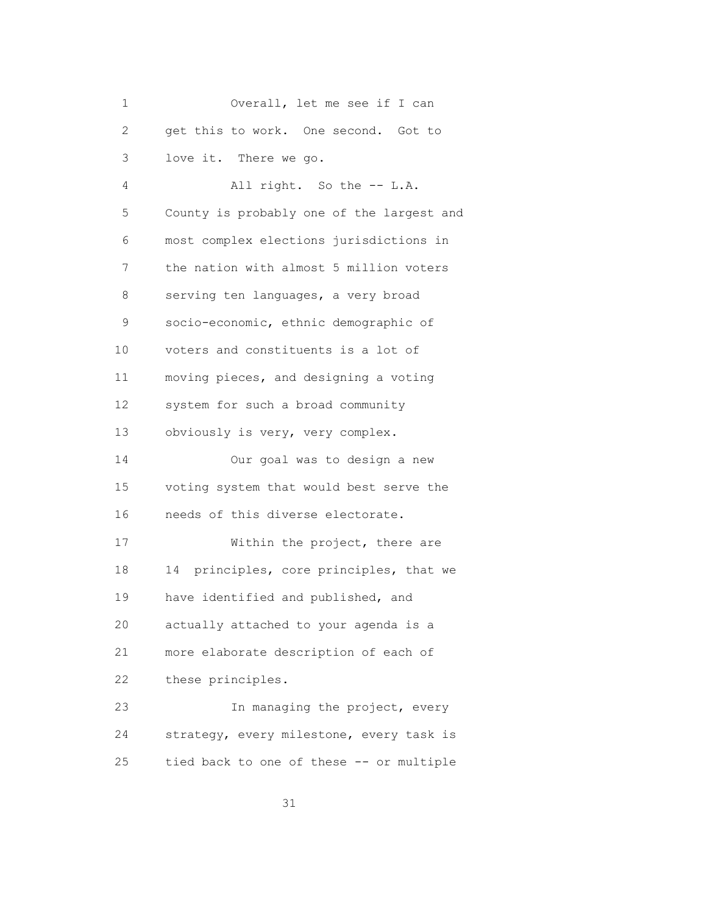Overall, let me see if I can get this to work. One second. Got to love it. There we go.

All right. So the -- L.A. County is probably one of the largest and most complex elections jurisdictions in the nation with almost 5 million voters serving ten languages, a very broad socio-economic, ethnic demographic of voters and constituents is a lot of moving pieces, and designing a voting system for such a broad community obviously is very, very complex.

Our goal was to design a new voting system that would best serve the needs of this diverse electorate.

Within the project, there are 14 principles, core principles, that we have identified and published, and actually attached to your agenda is a more elaborate description of each of these principles.

In managing the project, every strategy, every milestone, every task is tied back to one of these -- or multiple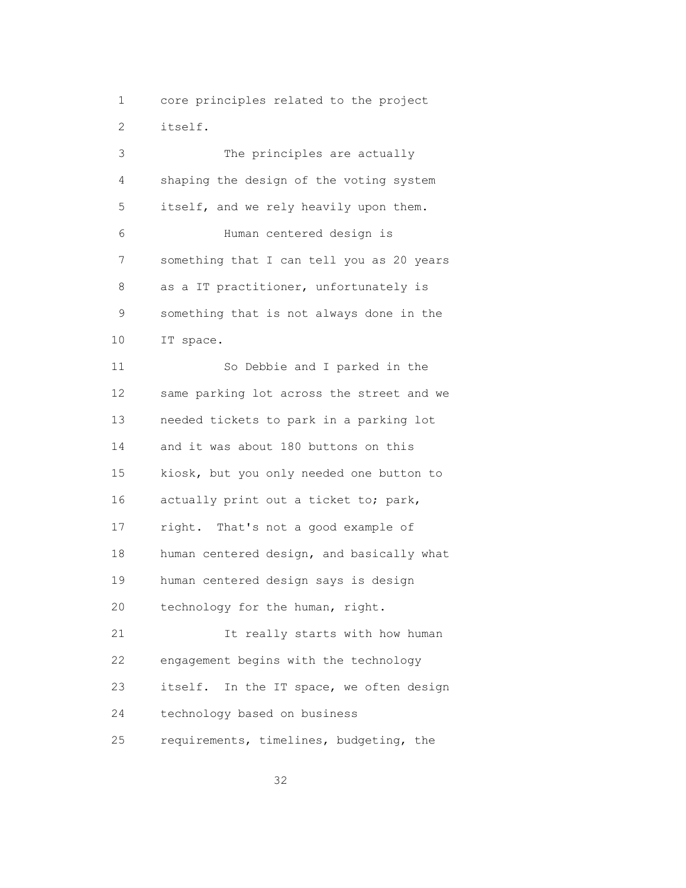core principles related to the project itself.

The principles are actually shaping the design of the voting system itself, and we rely heavily upon them.

Human centered design is something that I can tell you as 20 years as a IT practitioner, unfortunately is something that is not always done in the IT space.

So Debbie and I parked in the same parking lot across the street and we needed tickets to park in a parking lot and it was about 180 buttons on this kiosk, but you only needed one button to actually print out a ticket to; park, right. That's not a good example of human centered design, and basically what human centered design says is design technology for the human, right.

It really starts with how human engagement begins with the technology itself. In the IT space, we often design technology based on business requirements, timelines, budgeting, the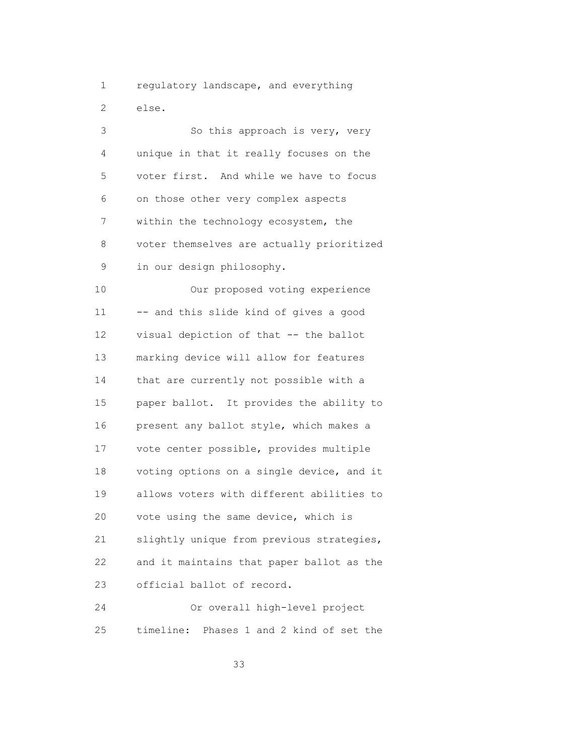regulatory landscape, and everything else.

So this approach is very, very unique in that it really focuses on the voter first. And while we have to focus on those other very complex aspects within the technology ecosystem, the voter themselves are actually prioritized in our design philosophy.

Our proposed voting experience -- and this slide kind of gives a good visual depiction of that -- the ballot marking device will allow for features that are currently not possible with a paper ballot. It provides the ability to present any ballot style, which makes a vote center possible, provides multiple voting options on a single device, and it allows voters with different abilities to vote using the same device, which is slightly unique from previous strategies, and it maintains that paper ballot as the official ballot of record.

Or overall high-level project timeline: Phases 1 and 2 kind of set the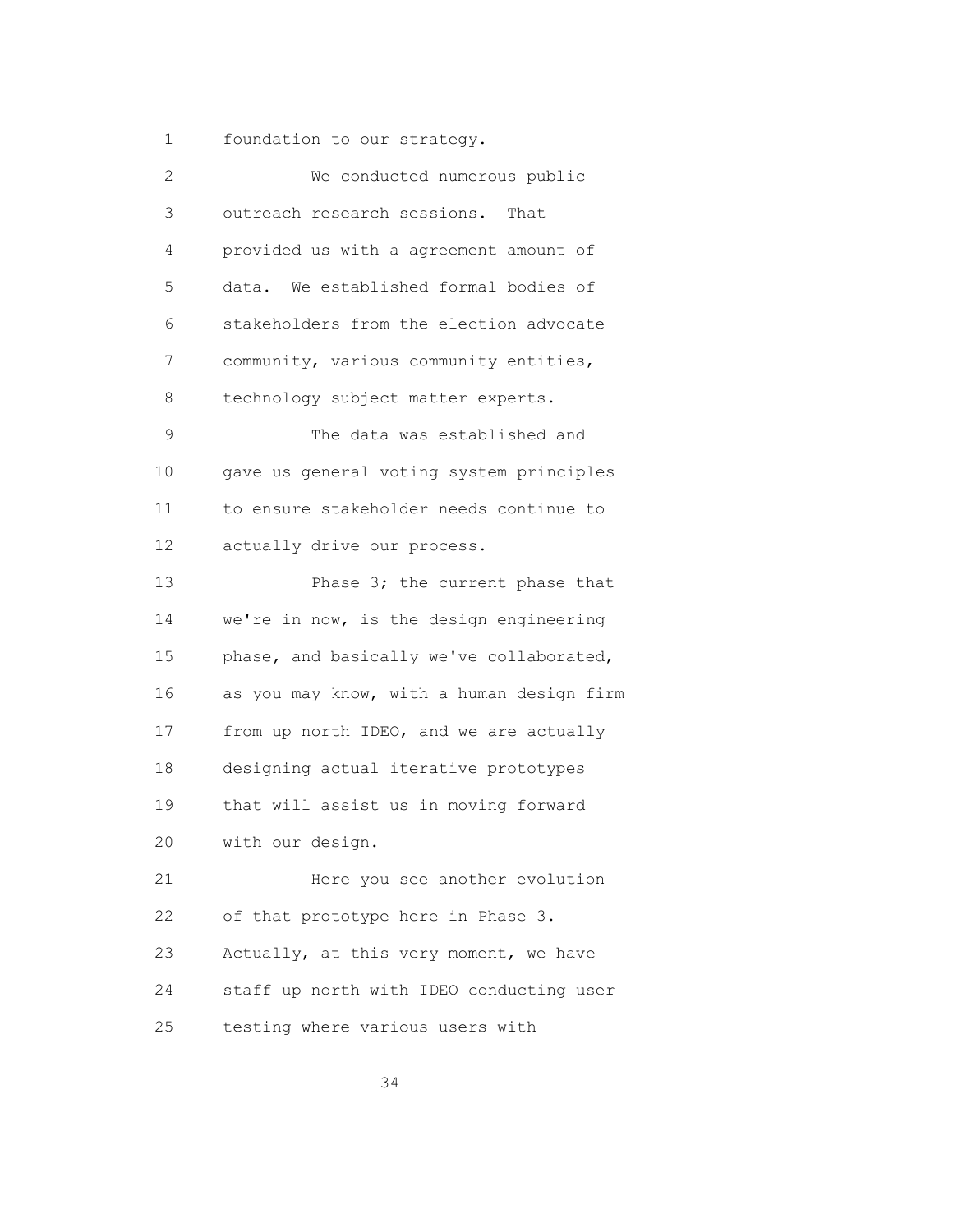foundation to our strategy.

We conducted numerous public outreach research sessions. That provided us with a agreement amount of data. We established formal bodies of stakeholders from the election advocate community, various community entities, technology subject matter experts.

The data was established and gave us general voting system principles to ensure stakeholder needs continue to actually drive our process.

Phase 3; the current phase that we're in now, is the design engineering phase, and basically we've collaborated, as you may know, with a human design firm from up north IDEO, and we are actually designing actual iterative prototypes that will assist us in moving forward with our design.

Here you see another evolution of that prototype here in Phase 3. Actually, at this very moment, we have staff up north with IDEO conducting user testing where various users with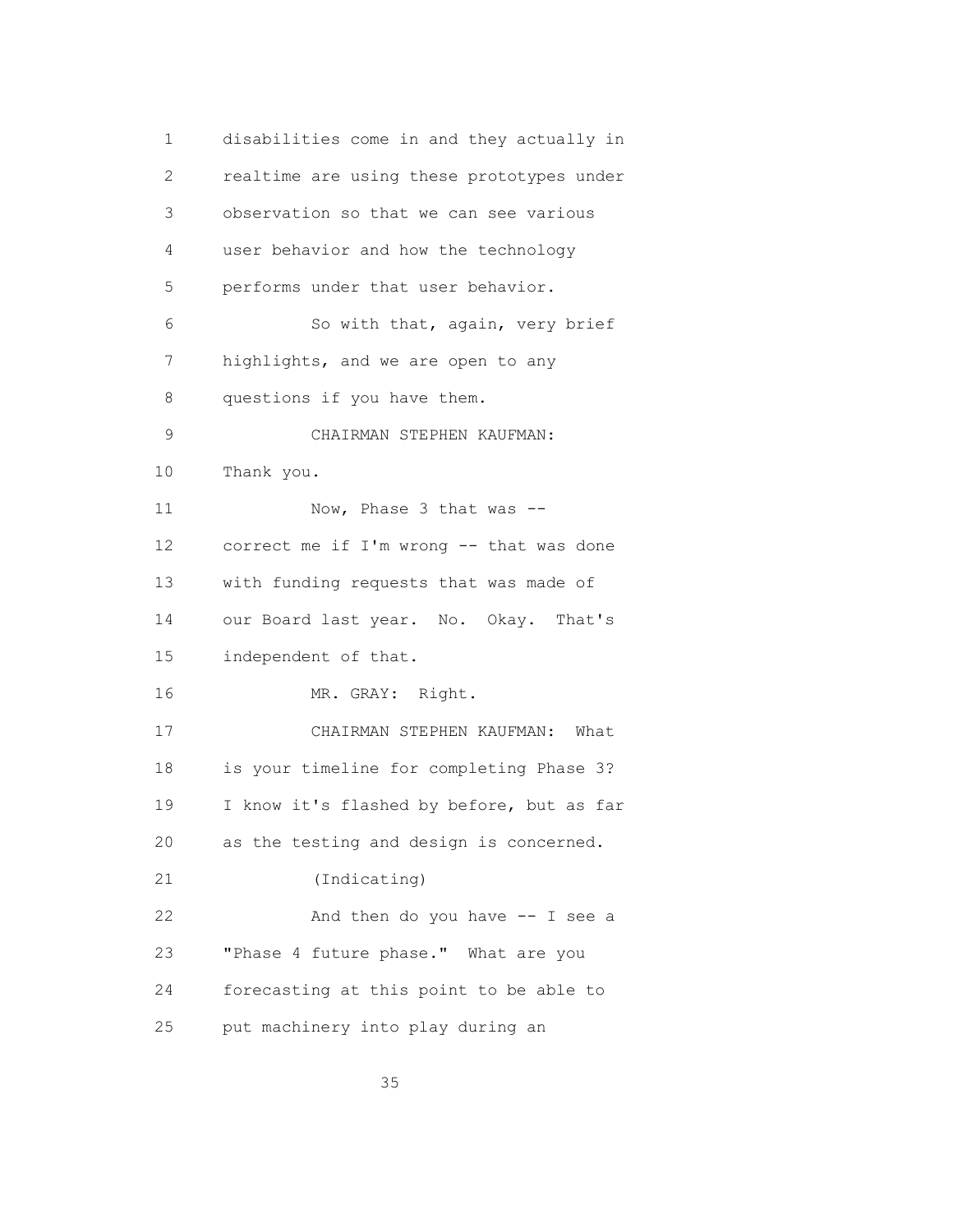disabilities come in and they actually in realtime are using these prototypes under observation so that we can see various user behavior and how the technology performs under that user behavior.

So with that, again, very brief highlights, and we are open to any questions if you have them.

CHAIRMAN STEPHEN KAUFMAN: Thank you.

Now, Phase 3 that was -- correct me if I'm wrong -- that was done with funding requests that was made of our Board last year. No. Okay. That's independent of that.

MR. GRAY: Right.

CHAIRMAN STEPHEN KAUFMAN: What is your timeline for completing Phase 3? I know it's flashed by before, but as far as the testing and design is concerned.

(Indicating)

And then do you have -- I see a "Phase 4 future phase." What are you forecasting at this point to be able to put machinery into play during an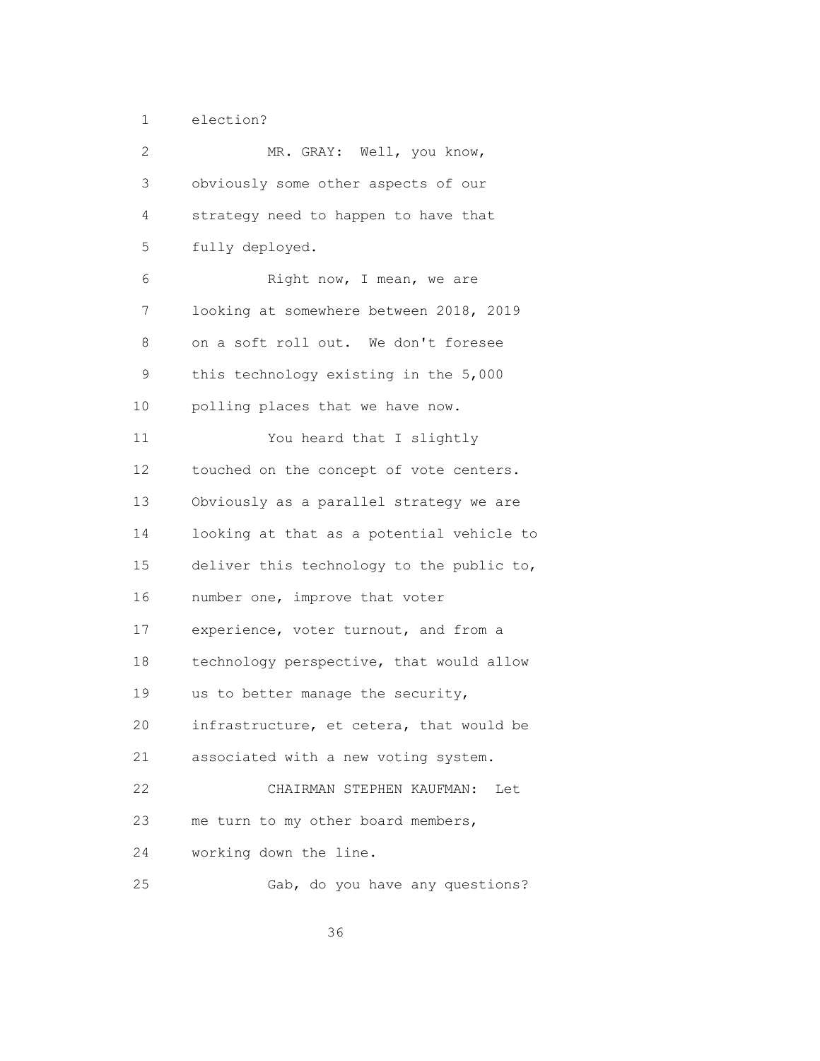election?

MR. GRAY: Well, you know, obviously some other aspects of our strategy need to happen to have that fully deployed.

Right now, I mean, we are looking at somewhere between 2018, 2019 on a soft roll out. We don't foresee this technology existing in the 5,000 polling places that we have now.

You heard that I slightly touched on the concept of vote centers. Obviously as a parallel strategy we are looking at that as a potential vehicle to deliver this technology to the public to, number one, improve that voter experience, voter turnout, and from a technology perspective, that would allow us to better manage the security, infrastructure, et cetera, that would be associated with a new voting system.

CHAIRMAN STEPHEN KAUFMAN: Let me turn to my other board members, working down the line.

Gab, do you have any questions?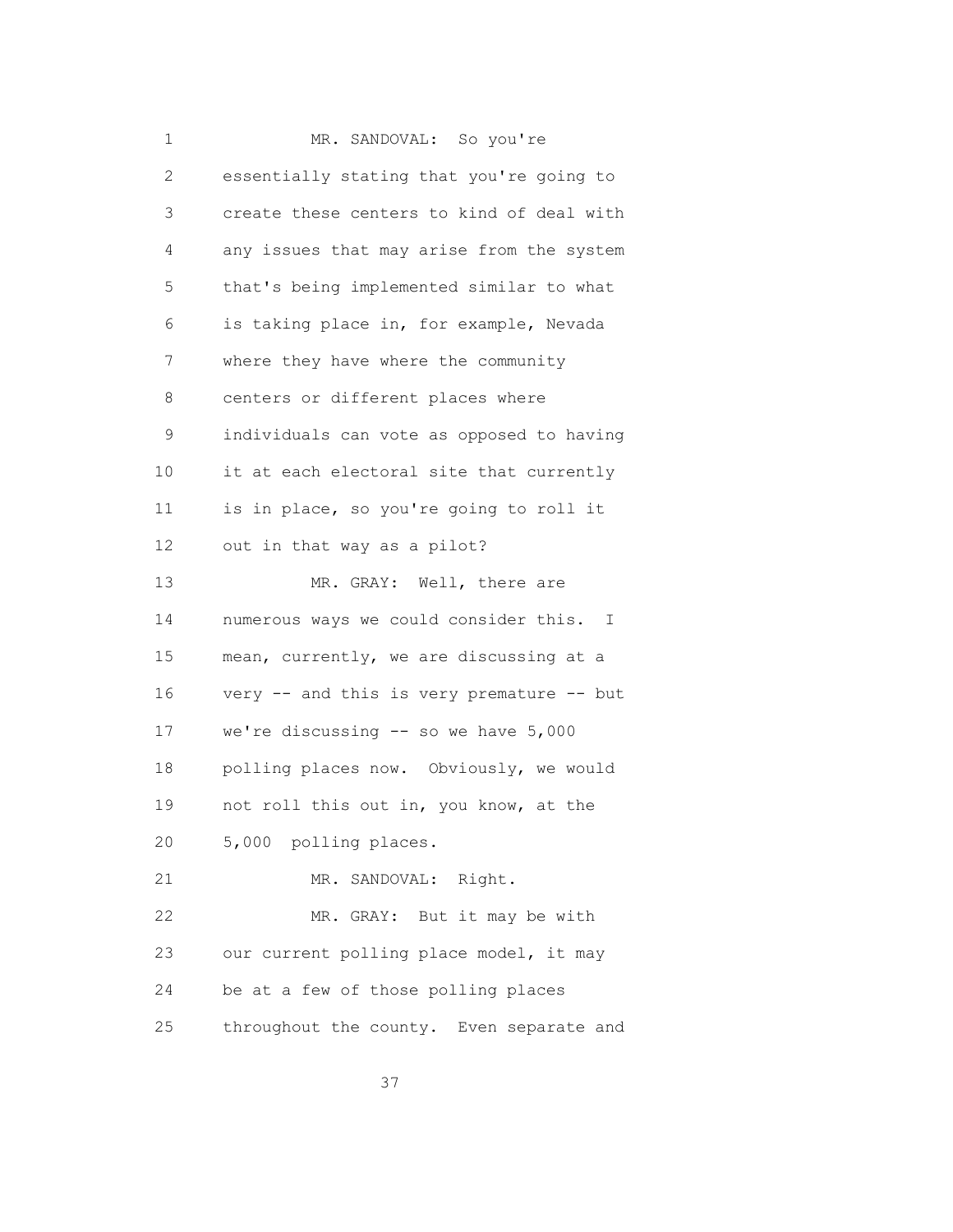MR. SANDOVAL: So you're essentially stating that you're going to create these centers to kind of deal with any issues that may arise from the system that's being implemented similar to what is taking place in, for example, Nevada where they have where the community centers or different places where individuals can vote as opposed to having it at each electoral site that currently is in place, so you're going to roll it out in that way as a pilot?

MR. GRAY: Well, there are numerous ways we could consider this. I mean, currently, we are discussing at a very -- and this is very premature -- but we're discussing -- so we have 5,000 polling places now. Obviously, we would not roll this out in, you know, at the 5,000 polling places.

MR. SANDOVAL: Right.

MR. GRAY: But it may be with our current polling place model, it may be at a few of those polling places throughout the county. Even separate and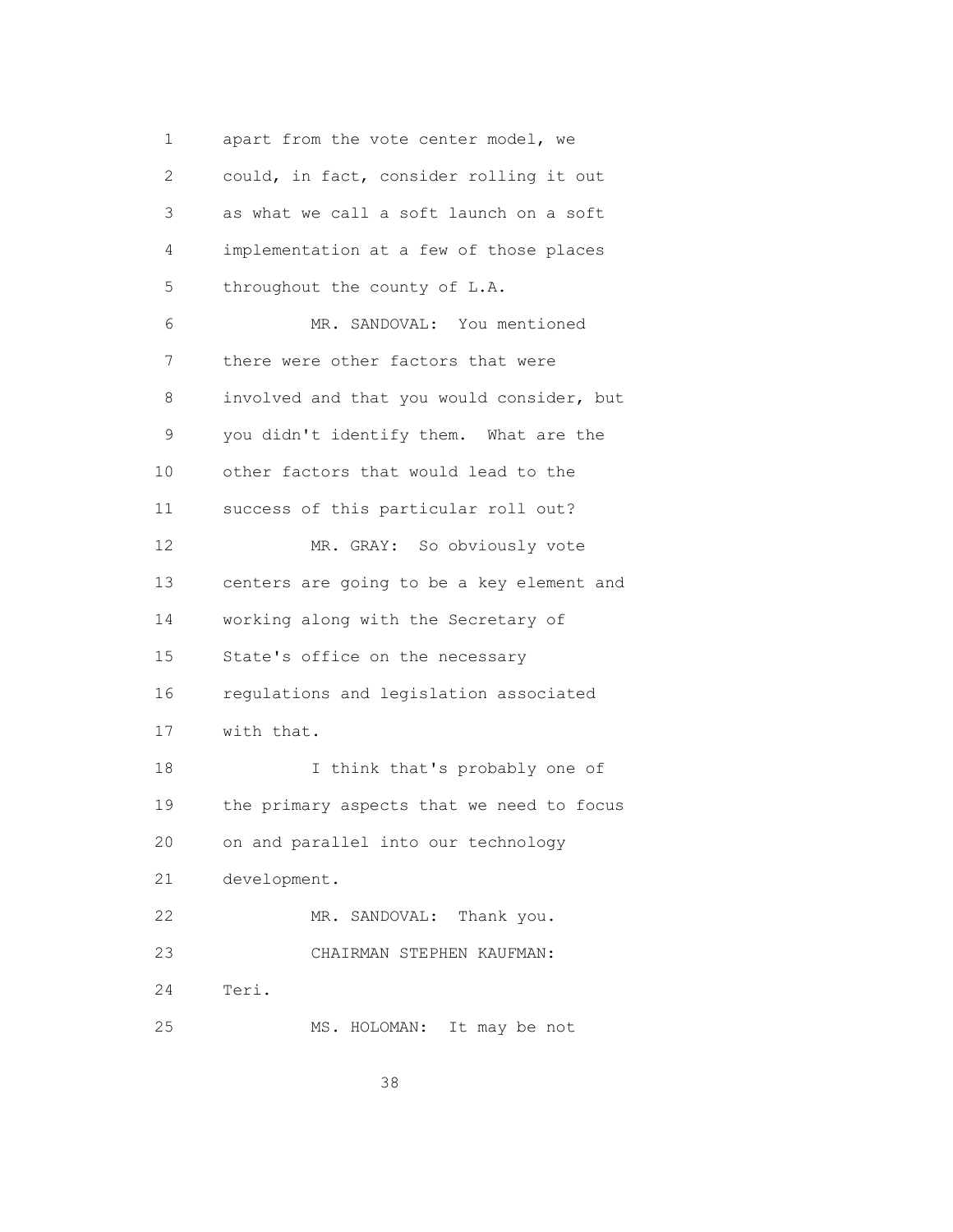apart from the vote center model, we could, in fact, consider rolling it out as what we call a soft launch on a soft implementation at a few of those places throughout the county of L.A.

MR. SANDOVAL: You mentioned there were other factors that were involved and that you would consider, but you didn't identify them. What are the other factors that would lead to the success of this particular roll out?

MR. GRAY: So obviously vote centers are going to be a key element and working along with the Secretary of State's office on the necessary regulations and legislation associated with that.

I think that's probably one of the primary aspects that we need to focus on and parallel into our technology development.

MR. SANDOVAL: Thank you.

CHAIRMAN STEPHEN KAUFMAN: Teri.

MS. HOLOMAN: It may be not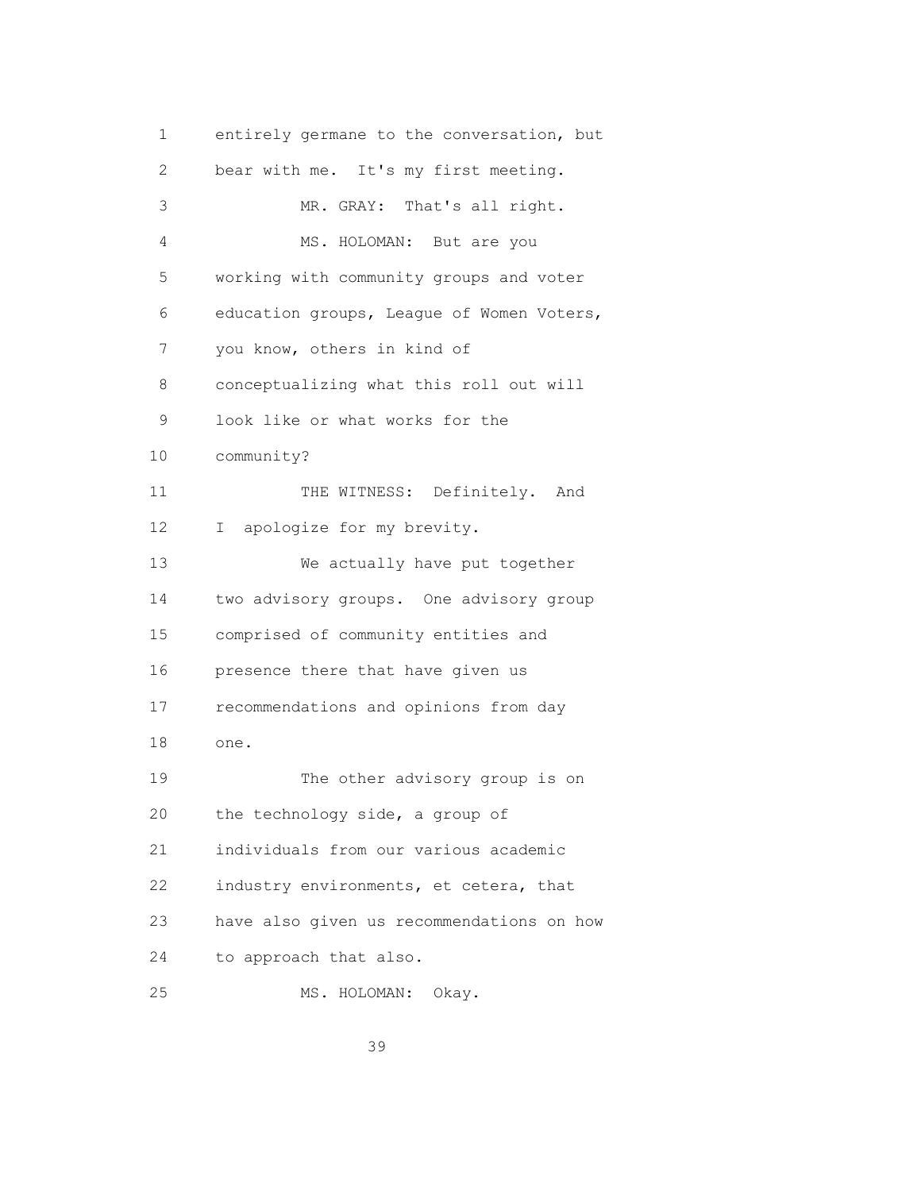entirely germane to the conversation, but bear with me. It's my first meeting.

MR. GRAY: That's all right.

MS. HOLOMAN: But are you working with community groups and voter education groups, League of Women Voters, you know, others in kind of conceptualizing what this roll out will look like or what works for the community?

THE WITNESS: Definitely. And I apologize for my brevity.

We actually have put together two advisory groups. One advisory group comprised of community entities and presence there that have given us recommendations and opinions from day one.

The other advisory group is on the technology side, a group of individuals from our various academic industry environments, et cetera, that have also given us recommendations on how to approach that also.

MS. HOLOMAN: Okay.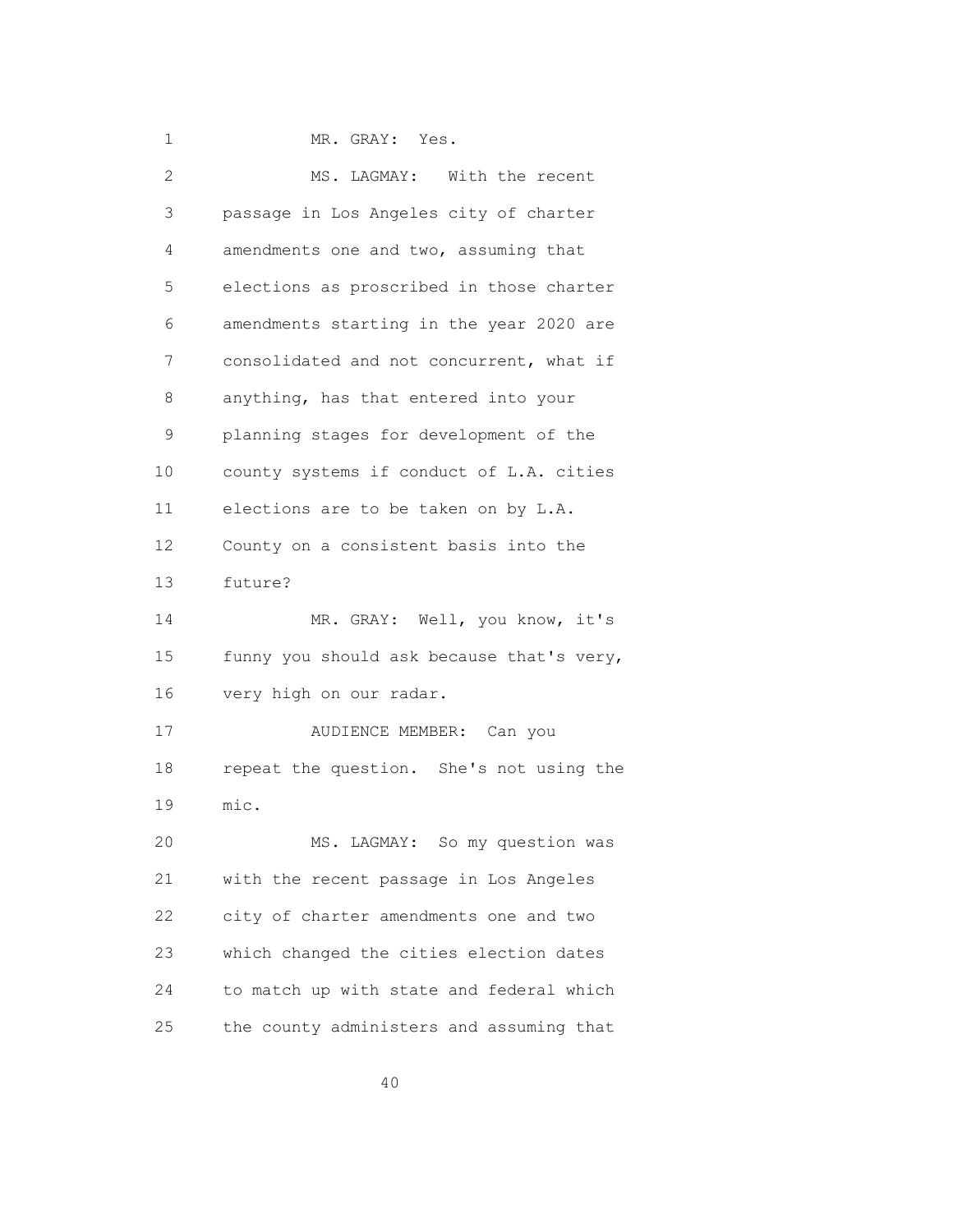1 MR. GRAY: Yes.

2 MS. LAGMAY: With the recent
3 passage in Los Angeles city of charter
4 amendments one and two, assuming that
5 elections as proscribed in those charter
6 amendments starting in the year 2020 are
7 consolidated and not concurrent, what if
8 anything, has that entered into your
9 planning stages for development of the
10 county systems if conduct of L.A. cities
11 elections are to be taken on by L.A.
12 County on a consistent basis into the
13 future?

14 MR. GRAY: Well, you know, it's
15 funny you should ask because that's very,
16 very high on our radar.

17 AUDIENCE MEMBER: Can you
18 repeat the question. She's not using the
19 mic.

20 MS. LAGMAY: So my question was
21 with the recent passage in Los Angeles
22 city of charter amendments one and two
23 which changed the cities election dates
24 to match up with state and federal which
25 the county administers and assuming that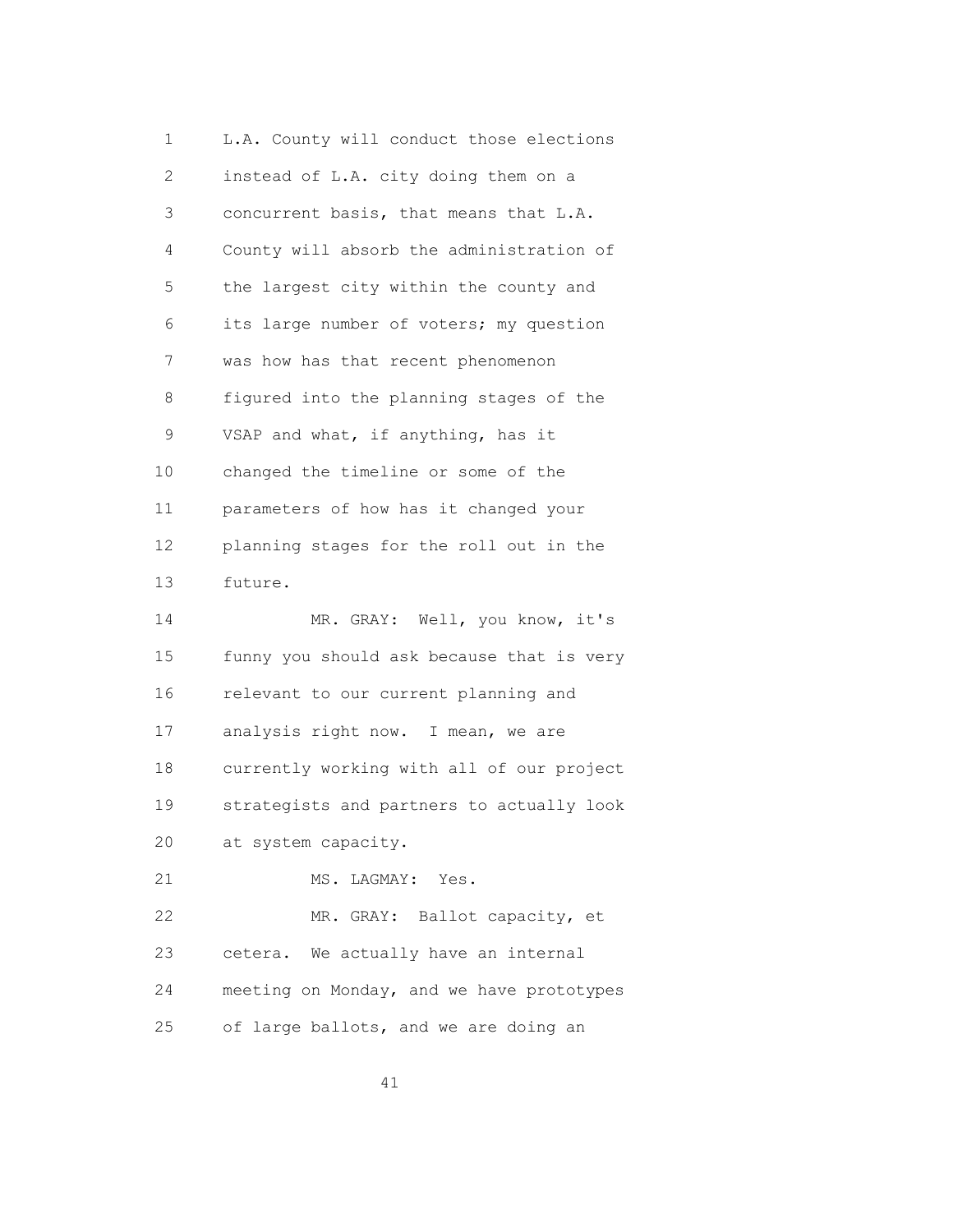L.A. County will conduct those elections instead of L.A. city doing them on a concurrent basis, that means that L.A. County will absorb the administration of the largest city within the county and its large number of voters; my question was how has that recent phenomenon figured into the planning stages of the VSAP and what, if anything, has it changed the timeline or some of the parameters of how has it changed your planning stages for the roll out in the future.

MR. GRAY: Well, you know, it's funny you should ask because that is very relevant to our current planning and analysis right now. I mean, we are currently working with all of our project strategists and partners to actually look at system capacity.

MS. LAGMAY: Yes.

MR. GRAY: Ballot capacity, et cetera. We actually have an internal meeting on Monday, and we have prototypes of large ballots, and we are doing an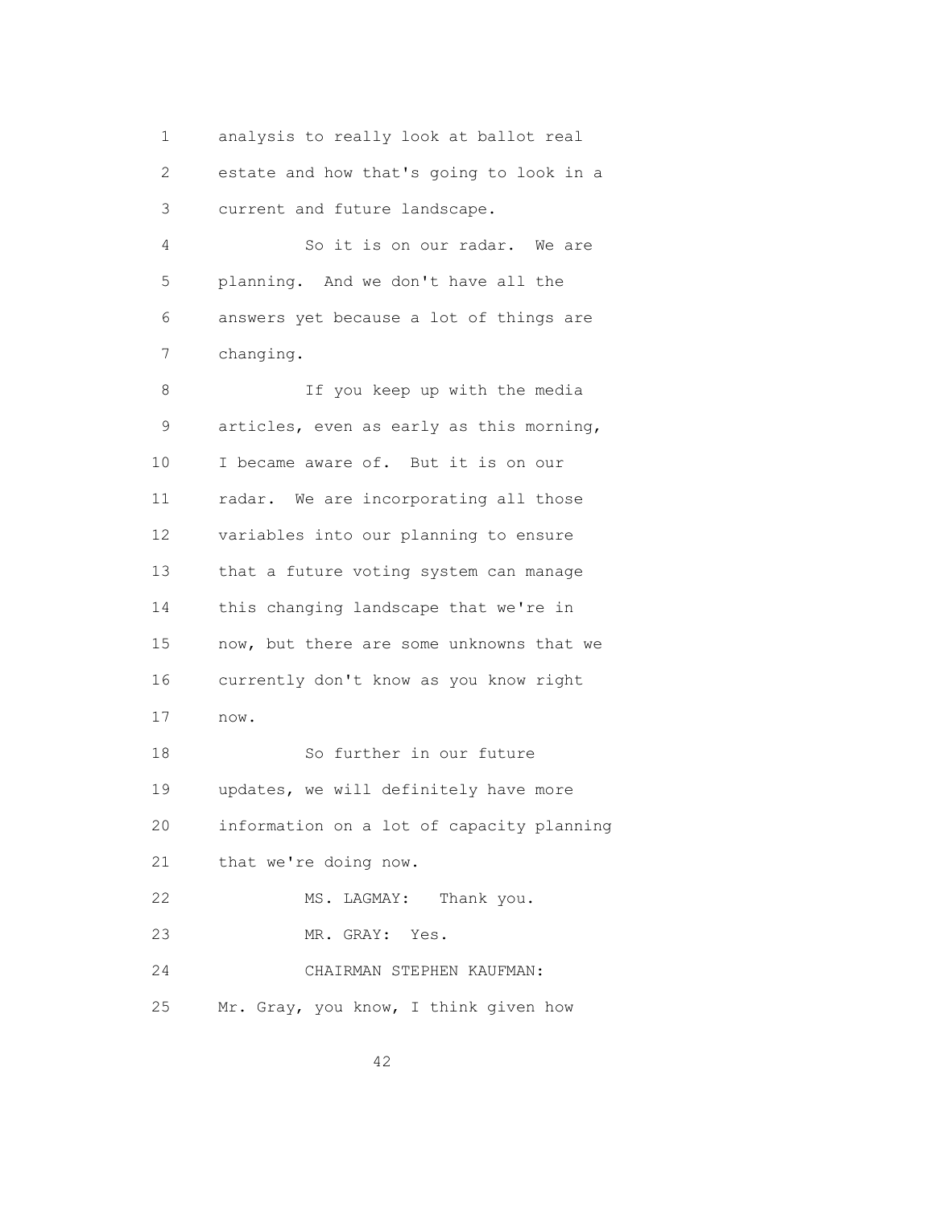analysis to really look at ballot real estate and how that's going to look in a current and future landscape.

So it is on our radar. We are planning. And we don't have all the answers yet because a lot of things are changing.

If you keep up with the media articles, even as early as this morning, I became aware of. But it is on our radar. We are incorporating all those variables into our planning to ensure that a future voting system can manage this changing landscape that we're in now, but there are some unknowns that we currently don't know as you know right now.

So further in our future updates, we will definitely have more information on a lot of capacity planning that we're doing now.

MS. LAGMAY: Thank you.

MR. GRAY: Yes.

CHAIRMAN STEPHEN KAUFMAN: Mr. Gray, you know, I think given how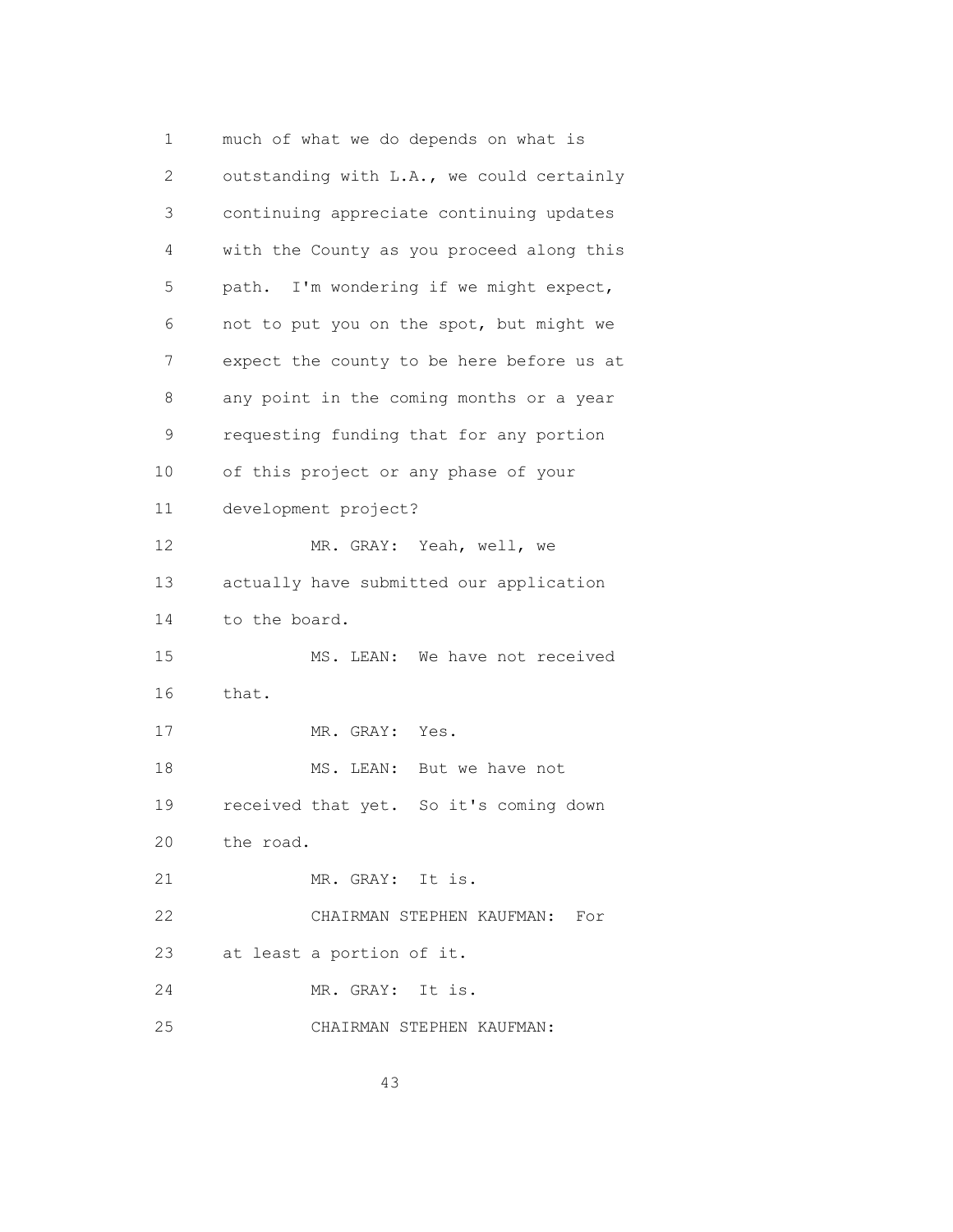much of what we do depends on what is outstanding with L.A., we could certainly continuing appreciate continuing updates with the County as you proceed along this path. I'm wondering if we might expect, not to put you on the spot, but might we expect the county to be here before us at any point in the coming months or a year requesting funding that for any portion of this project or any phase of your development project?

MR. GRAY: Yeah, well, we actually have submitted our application to the board.

MS. LEAN: We have not received that.

MR. GRAY: Yes.

MS. LEAN: But we have not received that yet. So it's coming down the road.

MR. GRAY: It is.

CHAIRMAN STEPHEN KAUFMAN: For at least a portion of it.

MR. GRAY: It is.

CHAIRMAN STEPHEN KAUFMAN: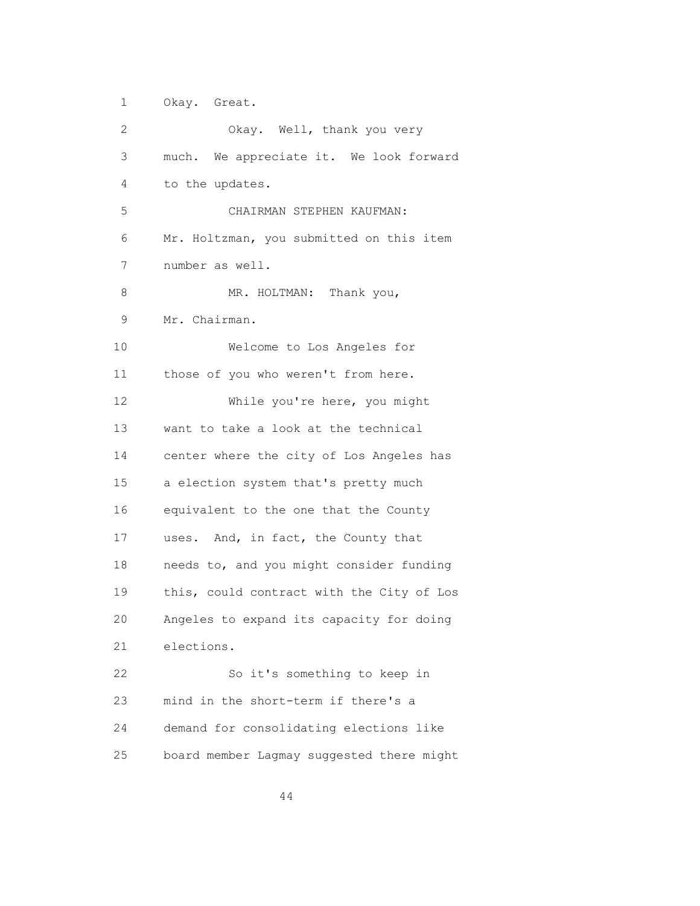Okay. Great.

Okay. Well, thank you very much. We appreciate it. We look forward to the updates.

CHAIRMAN STEPHEN KAUFMAN: Mr. Holtzman, you submitted on this item number as well.

MR. HOLTMAN: Thank you, Mr. Chairman.

Welcome to Los Angeles for those of you who weren't from here.

While you're here, you might want to take a look at the technical center where the city of Los Angeles has a election system that's pretty much equivalent to the one that the County uses. And, in fact, the County that needs to, and you might consider funding this, could contract with the City of Los Angeles to expand its capacity for doing elections.

So it's something to keep in mind in the short-term if there's a demand for consolidating elections like board member Lagmay suggested there might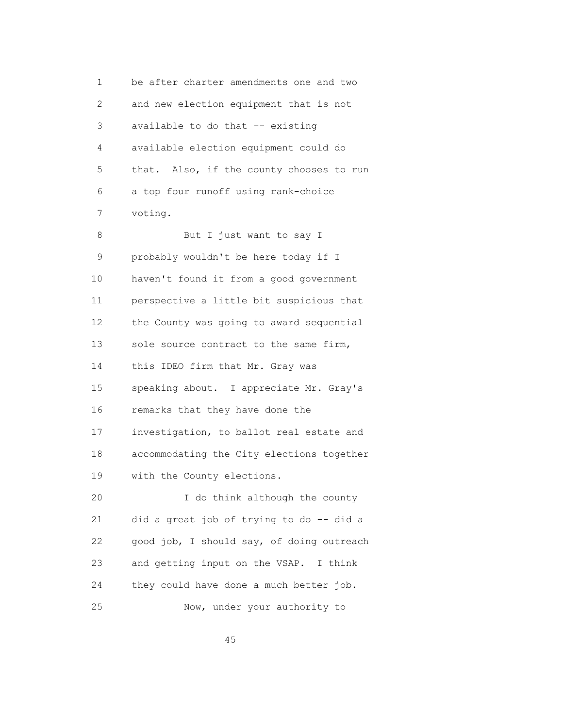be after charter amendments one and two and new election equipment that is not available to do that -- existing available election equipment could do that. Also, if the county chooses to run a top four runoff using rank-choice voting.

But I just want to say I probably wouldn't be here today if I haven't found it from a good government perspective a little bit suspicious that the County was going to award sequential sole source contract to the same firm, this IDEO firm that Mr. Gray was speaking about. I appreciate Mr. Gray's remarks that they have done the investigation, to ballot real estate and accommodating the City elections together with the County elections.

I do think although the county did a great job of trying to do -- did a good job, I should say, of doing outreach and getting input on the VSAP. I think they could have done a much better job.

Now, under your authority to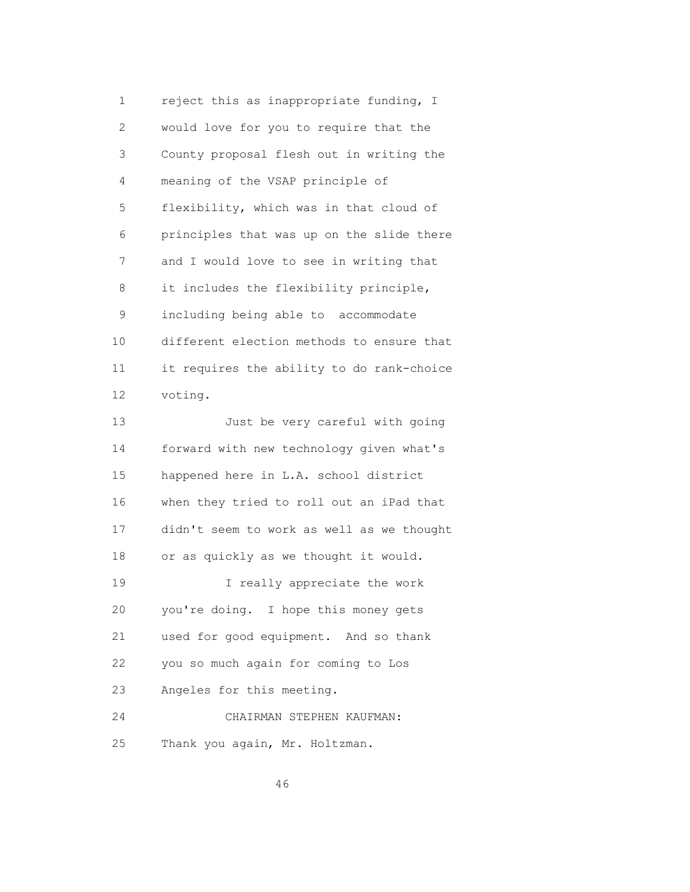1 reject this as inappropriate funding, I
2 would love for you to require that the
3 County proposal flesh out in writing the
4 meaning of the VSAP principle of
5 flexibility, which was in that cloud of
6 principles that was up on the slide there
7 and I would love to see in writing that
8 it includes the flexibility principle,
9 including being able to accommodate
10 different election methods to ensure that
11 it requires the ability to do rank-choice
12 voting.
13 Just be very careful with going
14 forward with new technology given what's
15 happened here in L.A. school district
16 when they tried to roll out an iPad that
17 didn't seem to work as well as we thought
18 or as quickly as we thought it would.
19 I really appreciate the work
20 you're doing. I hope this money gets
21 used for good equipment. And so thank
22 you so much again for coming to Los
23 Angeles for this meeting.
24 CHAIRMAN STEPHEN KAUFMAN:
25 Thank you again, Mr. Holtzman.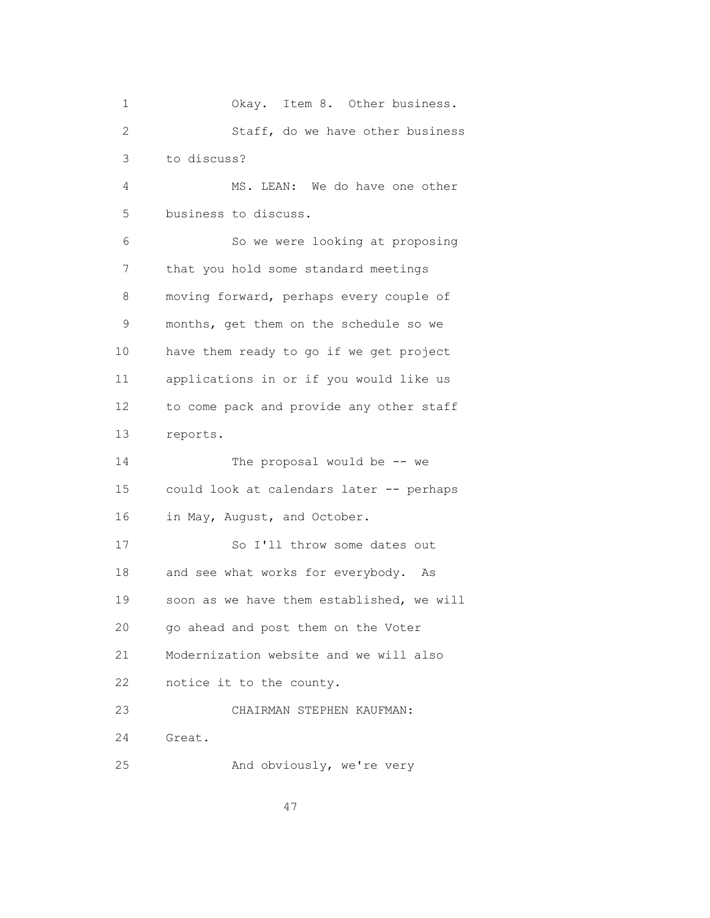1 Okay. Item 8. Other business.
2 Staff, do we have other business
3 to discuss?
4 MS. LEAN: We do have one other
5 business to discuss.
6 So we were looking at proposing
7 that you hold some standard meetings
8 moving forward, perhaps every couple of
9 months, get them on the schedule so we
10 have them ready to go if we get project
11 applications in or if you would like us
12 to come pack and provide any other staff
13 reports.
14 The proposal would be -- we
15 could look at calendars later -- perhaps
16 in May, August, and October.
17 So I'll throw some dates out
18 and see what works for everybody. As
19 soon as we have them established, we will
20 go ahead and post them on the Voter
21 Modernization website and we will also
22 notice it to the county.
23 CHAIRMAN STEPHEN KAUFMAN:
24 Great.
25 And obviously, we're very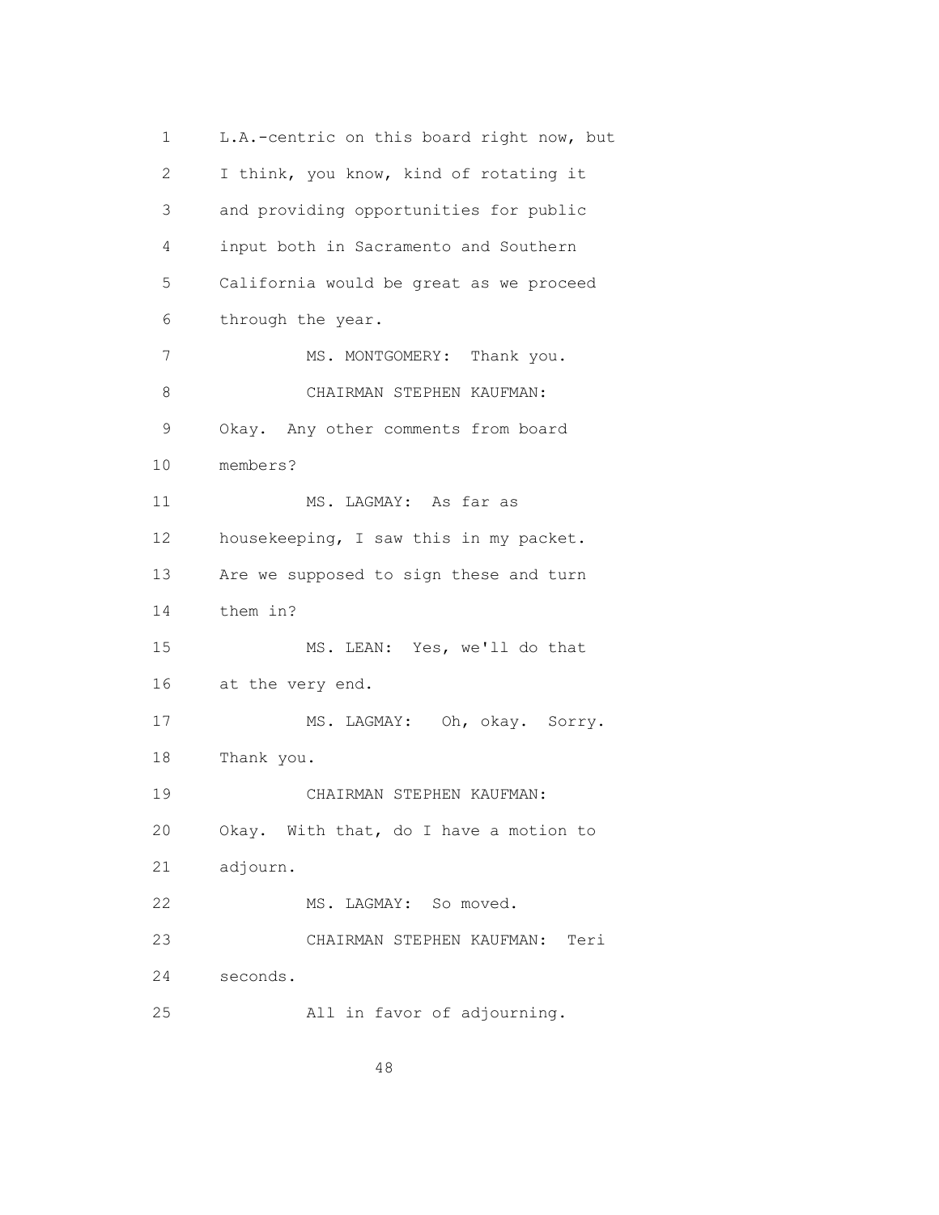L.A.-centric on this board right now, but I think, you know, kind of rotating it and providing opportunities for public input both in Sacramento and Southern California would be great as we proceed through the year.

MS. MONTGOMERY: Thank you.

CHAIRMAN STEPHEN KAUFMAN: Okay. Any other comments from board members?

MS. LAGMAY: As far as housekeeping, I saw this in my packet. Are we supposed to sign these and turn them in?

MS. LEAN: Yes, we'll do that at the very end.

MS. LAGMAY: Oh, okay. Sorry. Thank you.

CHAIRMAN STEPHEN KAUFMAN: Okay. With that, do I have a motion to adjourn.

MS. LAGMAY: So moved.

CHAIRMAN STEPHEN KAUFMAN: Teri seconds.

All in favor of adjourning.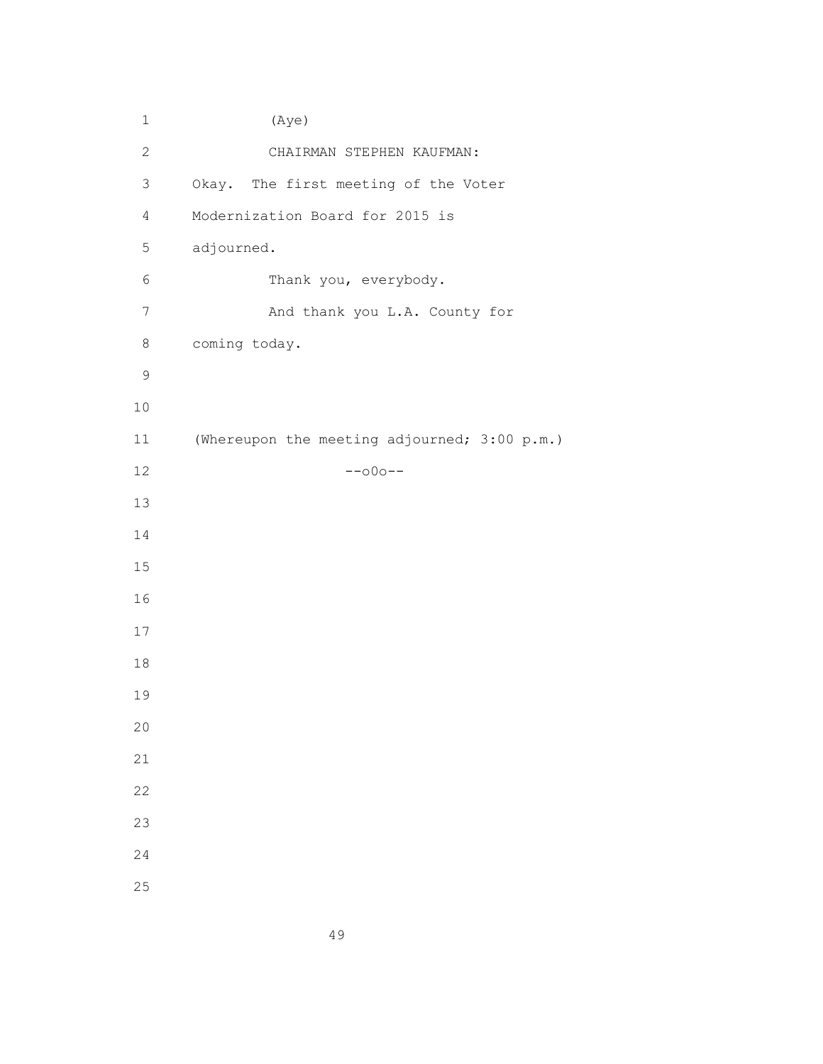(Aye)

CHAIRMAN STEPHEN KAUFMAN:
Okay. The first meeting of the Voter Modernization Board for 2015 is adjourned.

Thank you, everybody.

And thank you L.A. County for coming today.

(Whereupon the meeting adjourned; 3:00 p.m.)

--o0o--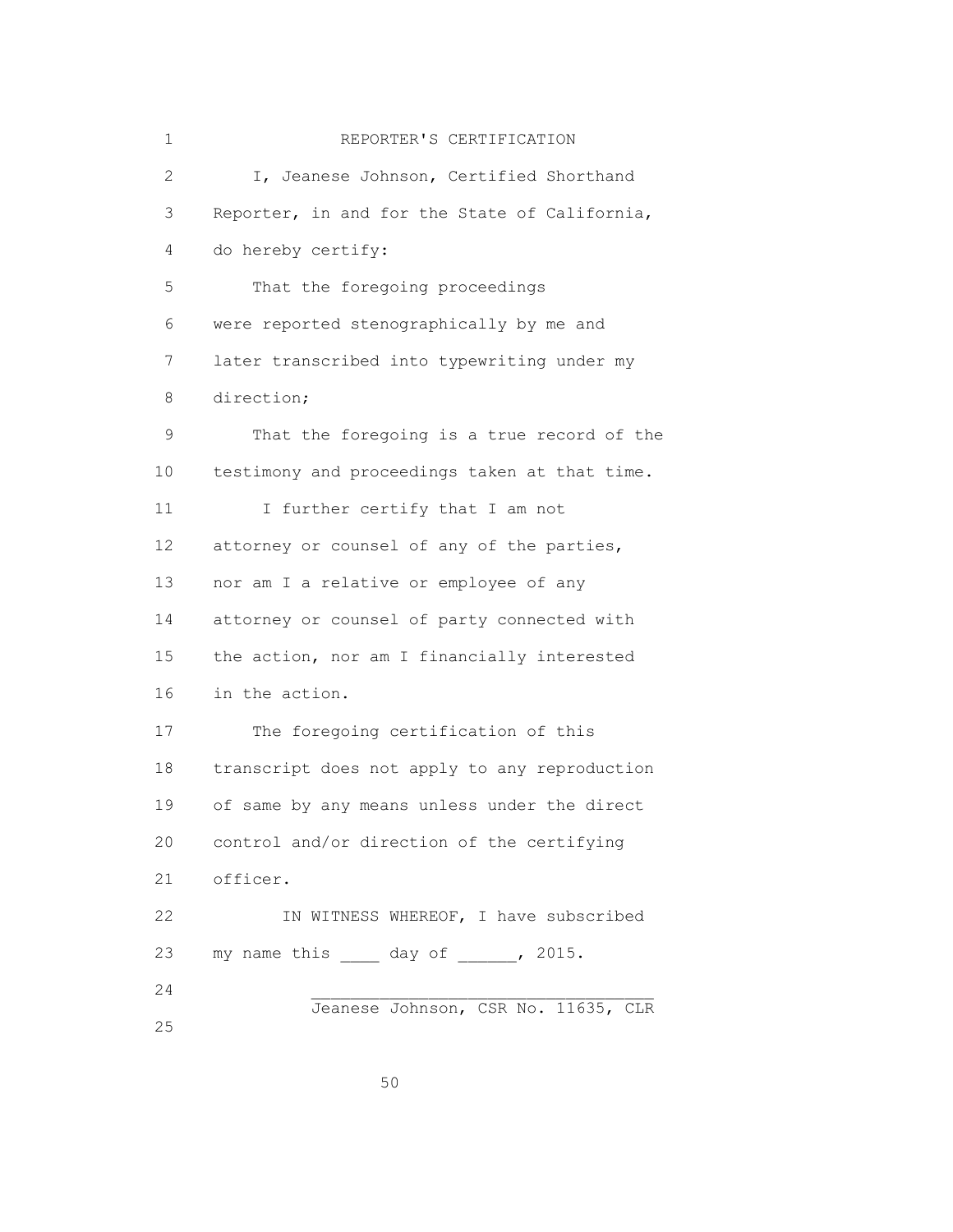REPORTER'S CERTIFICATION

I, Jeanese Johnson, Certified Shorthand Reporter, in and for the State of California, do hereby certify:

That the foregoing proceedings were reported stenographically by me and later transcribed into typewriting under my direction;

That the foregoing is a true record of the testimony and proceedings taken at that time.

I further certify that I am not attorney or counsel of any of the parties, nor am I a relative or employee of any attorney or counsel of party connected with the action, nor am I financially interested in the action.

The foregoing certification of this transcript does not apply to any reproduction of same by any means unless under the direct control and/or direction of the certifying officer.

IN WITNESS WHEREOF, I have subscribed my name this ____ day of ______, 2015.

___________________________________
Jeanese Johnson, CSR No. 11635, CLR